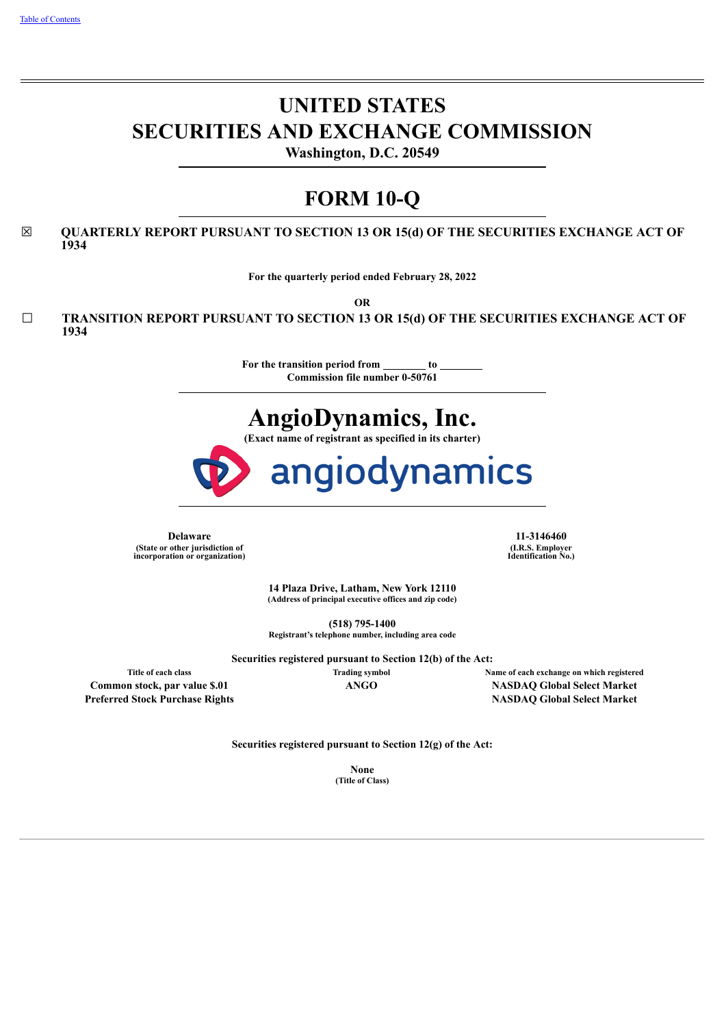[Table of Contents](#)

# UNITED STATES
# SECURITIES AND EXCHANGE COMMISSION

**Washington, D.C. 20549**

# FORM 10-Q

☒ **QUARTERLY REPORT PURSUANT TO SECTION 13 OR 15(d) OF THE SECURITIES EXCHANGE ACT OF 1934**

**For the quarterly period ended February 28, 2022**

**OR**

☐ **TRANSITION REPORT PURSUANT TO SECTION 13 OR 15(d) OF THE SECURITIES EXCHANGE ACT OF 1934**

**For the transition period from ________ to ________**
**Commission file number 0-50761**

# AngioDynamics, Inc.

**(Exact name of registrant as specified in its charter)**

| **Delaware** | **11-3146460** |
|---|---|
| **(State or other jurisdiction of incorporation or organization)** | **(I.R.S. Employer Identification No.)** |

**14 Plaza Drive, Latham, New York 12110**
**(Address of principal executive offices and zip code)**

**(518) 795-1400**
**Registrant's telephone number, including area code**

**Securities registered pursuant to Section 12(b) of the Act:**

| Title of each class | Trading symbol | Name of each exchange on which registered |
|---|---|---|
| **Common stock, par value $.01** | **ANGO** | **NASDAQ Global Select Market** |
| **Preferred Stock Purchase Rights** | | **NASDAQ Global Select Market** |

**Securities registered pursuant to Section 12(g) of the Act:**

**None**
**(Title of Class)**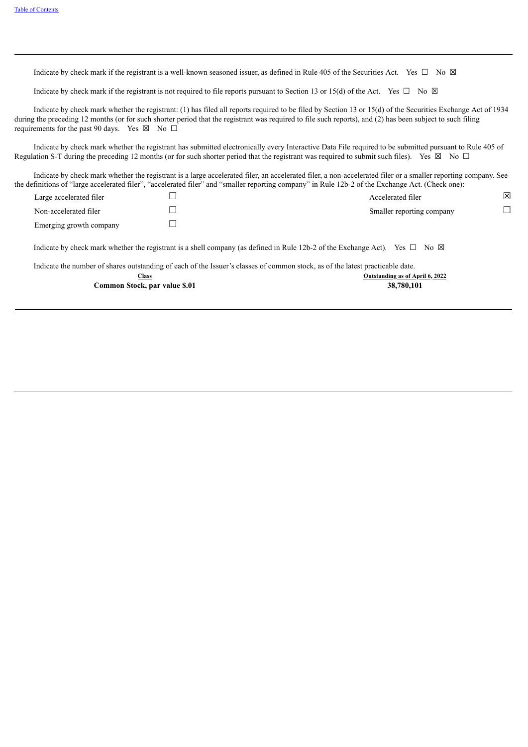Indicate by check mark if the registrant is a well-known seasoned issuer, as defined in Rule 405 of the Securities Act. Yes ☐ No ☒

Indicate by check mark if the registrant is not required to file reports pursuant to Section 13 or 15(d) of the Act. Yes ☐ No ☒

Indicate by check mark whether the registrant: (1) has filed all reports required to be filed by Section 13 or 15(d) of the Securities Exchange Act of 1934 during the preceding 12 months (or for such shorter period that the registrant was required to file such reports), and (2) has been subject to such filing requirements for the past 90 days. Yes ☒ No ☐

Indicate by check mark whether the registrant has submitted electronically every Interactive Data File required to be submitted pursuant to Rule 405 of Regulation S-T during the preceding 12 months (or for such shorter period that the registrant was required to submit such files). Yes ☒ No ☐

Indicate by check mark whether the registrant is a large accelerated filer, an accelerated filer, a non-accelerated filer or a smaller reporting company. See the definitions of "large accelerated filer", "accelerated filer" and "smaller reporting company" in Rule 12b-2 of the Exchange Act. (Check one):

| | | | |
|---|---|---|---|
| Large accelerated filer | ☐ | Accelerated filer | ☒ |
| Non-accelerated filer | ☐ | Smaller reporting company | ☐ |
| Emerging growth company | ☐ | | |

Indicate by check mark whether the registrant is a shell company (as defined in Rule 12b-2 of the Exchange Act). Yes ☐ No ☒

Indicate the number of shares outstanding of each of the Issuer's classes of common stock, as of the latest practicable date.

| Class | Outstanding as of April 6, 2022 |
|---|---|
| **Common Stock, par value $.01** | **38,780,101** |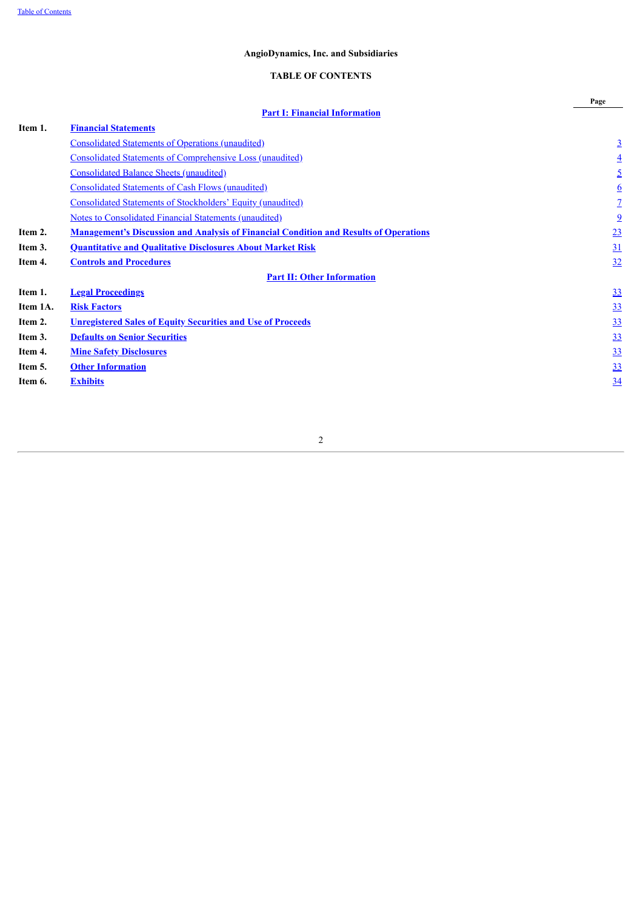**AngioDynamics, Inc. and Subsidiaries**

**TABLE OF CONTENTS**

| | | Page |
|---|---|---|
| | **Part I: Financial Information** | |
| **Item 1.** | **Financial Statements** | |
| | Consolidated Statements of Operations (unaudited) | 3 |
| | Consolidated Statements of Comprehensive Loss (unaudited) | 4 |
| | Consolidated Balance Sheets (unaudited) | 5 |
| | Consolidated Statements of Cash Flows (unaudited) | 6 |
| | Consolidated Statements of Stockholders' Equity (unaudited) | 7 |
| | Notes to Consolidated Financial Statements (unaudited) | 9 |
| **Item 2.** | **Management's Discussion and Analysis of Financial Condition and Results of Operations** | 23 |
| **Item 3.** | **Quantitative and Qualitative Disclosures About Market Risk** | 31 |
| **Item 4.** | **Controls and Procedures** | 32 |
| | **Part II: Other Information** | |
| **Item 1.** | **Legal Proceedings** | 33 |
| **Item 1A.** | **Risk Factors** | 33 |
| **Item 2.** | **Unregistered Sales of Equity Securities and Use of Proceeds** | 33 |
| **Item 3.** | **Defaults on Senior Securities** | 33 |
| **Item 4.** | **Mine Safety Disclosures** | 33 |
| **Item 5.** | **Other Information** | 33 |
| **Item 6.** | **Exhibits** | 34 |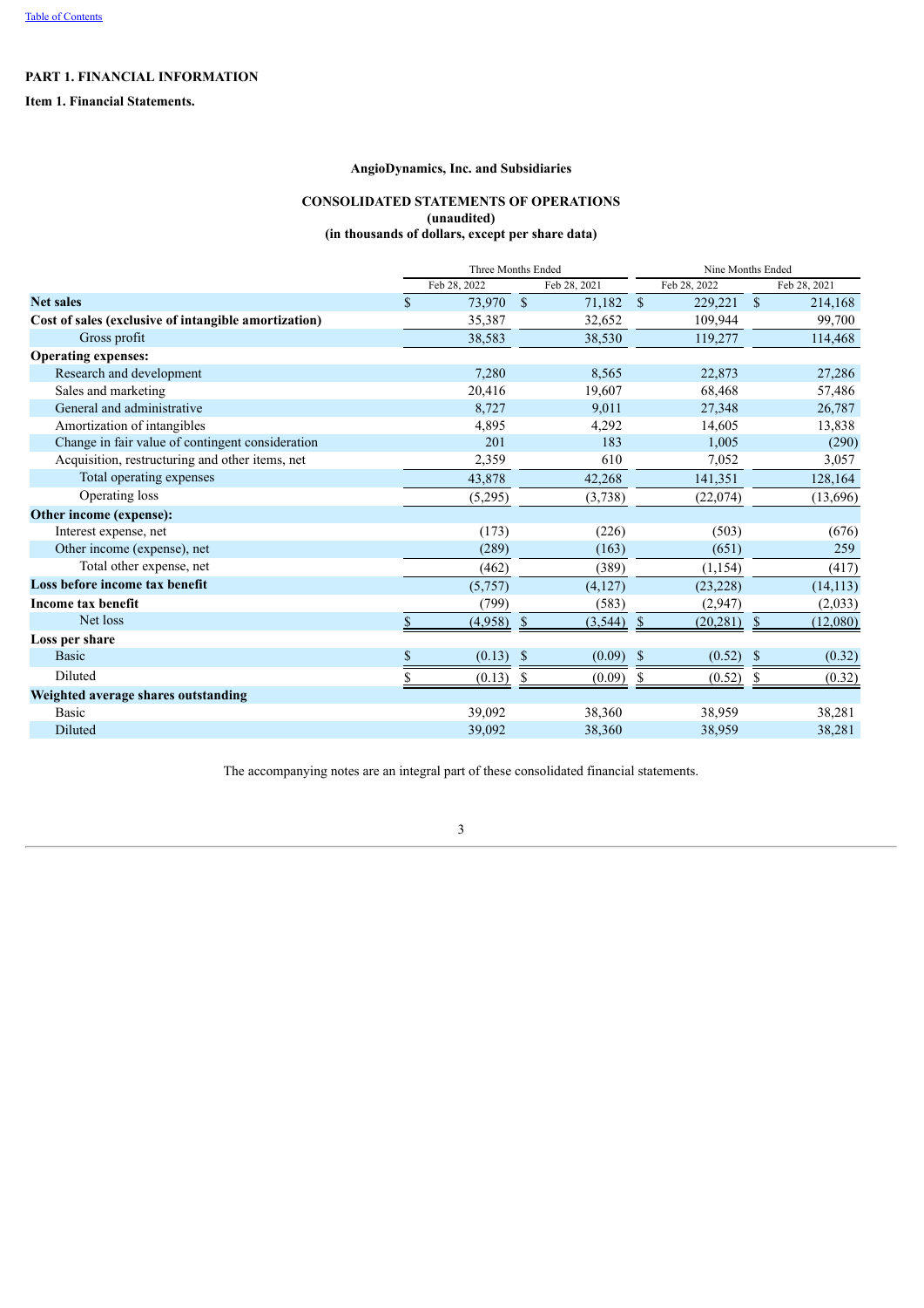# PART 1. FINANCIAL INFORMATION

## Item 1. Financial Statements.

### AngioDynamics, Inc. and Subsidiaries

### CONSOLIDATED STATEMENTS OF OPERATIONS
**(unaudited)**
**(in thousands of dollars, except per share data)**

| | Three Months Ended | | Nine Months Ended | |
|---|---|---|---|---|
| | Feb 28, 2022 | Feb 28, 2021 | Feb 28, 2022 | Feb 28, 2021 |
| **Net sales** | $ 73,970 | $ 71,182 | $ 229,221 | $ 214,168 |
| **Cost of sales (exclusive of intangible amortization)** | 35,387 | 32,652 | 109,944 | 99,700 |
| Gross profit | 38,583 | 38,530 | 119,277 | 114,468 |
| **Operating expenses:** | | | | |
| Research and development | 7,280 | 8,565 | 22,873 | 27,286 |
| Sales and marketing | 20,416 | 19,607 | 68,468 | 57,486 |
| General and administrative | 8,727 | 9,011 | 27,348 | 26,787 |
| Amortization of intangibles | 4,895 | 4,292 | 14,605 | 13,838 |
| Change in fair value of contingent consideration | 201 | 183 | 1,005 | (290) |
| Acquisition, restructuring and other items, net | 2,359 | 610 | 7,052 | 3,057 |
| Total operating expenses | 43,878 | 42,268 | 141,351 | 128,164 |
| Operating loss | (5,295) | (3,738) | (22,074) | (13,696) |
| **Other income (expense):** | | | | |
| Interest expense, net | (173) | (226) | (503) | (676) |
| Other income (expense), net | (289) | (163) | (651) | 259 |
| Total other expense, net | (462) | (389) | (1,154) | (417) |
| **Loss before income tax benefit** | (5,757) | (4,127) | (23,228) | (14,113) |
| **Income tax benefit** | (799) | (583) | (2,947) | (2,033) |
| Net loss | $ (4,958) | $ (3,544) | $ (20,281) | $ (12,080) |
| **Loss per share** | | | | |
| Basic | $ (0.13) | $ (0.09) | $ (0.52) | $ (0.32) |
| Diluted | $ (0.13) | $ (0.09) | $ (0.52) | $ (0.32) |
| **Weighted average shares outstanding** | | | | |
| Basic | 39,092 | 38,360 | 38,959 | 38,281 |
| Diluted | 39,092 | 38,360 | 38,959 | 38,281 |

The accompanying notes are an integral part of these consolidated financial statements.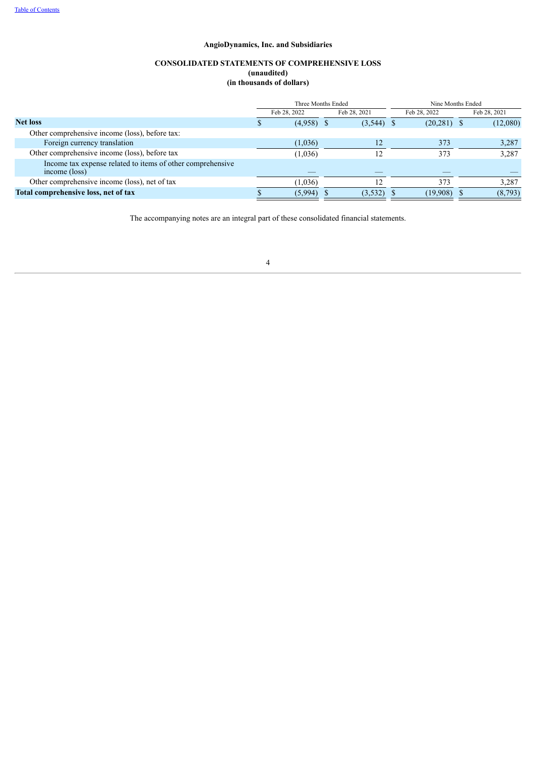**AngioDynamics, Inc. and Subsidiaries**

**CONSOLIDATED STATEMENTS OF COMPREHENSIVE LOSS**
**(unaudited)**
**(in thousands of dollars)**

| | Three Months Ended | | Nine Months Ended | |
|---|---|---|---|---|
| | Feb 28, 2022 | Feb 28, 2021 | Feb 28, 2022 | Feb 28, 2021 |
| **Net loss** | $ (4,958) | $ (3,544) | $ (20,281) | $ (12,080) |
| Other comprehensive income (loss), before tax: | | | | |
| Foreign currency translation | (1,036) | 12 | 373 | 3,287 |
| Other comprehensive income (loss), before tax | (1,036) | 12 | 373 | 3,287 |
| Income tax expense related to items of other comprehensive income (loss) | — | — | — | — |
| Other comprehensive income (loss), net of tax | (1,036) | 12 | 373 | 3,287 |
| **Total comprehensive loss, net of tax** | $ (5,994) | $ (3,532) | $ (19,908) | $ (8,793) |

The accompanying notes are an integral part of these consolidated financial statements.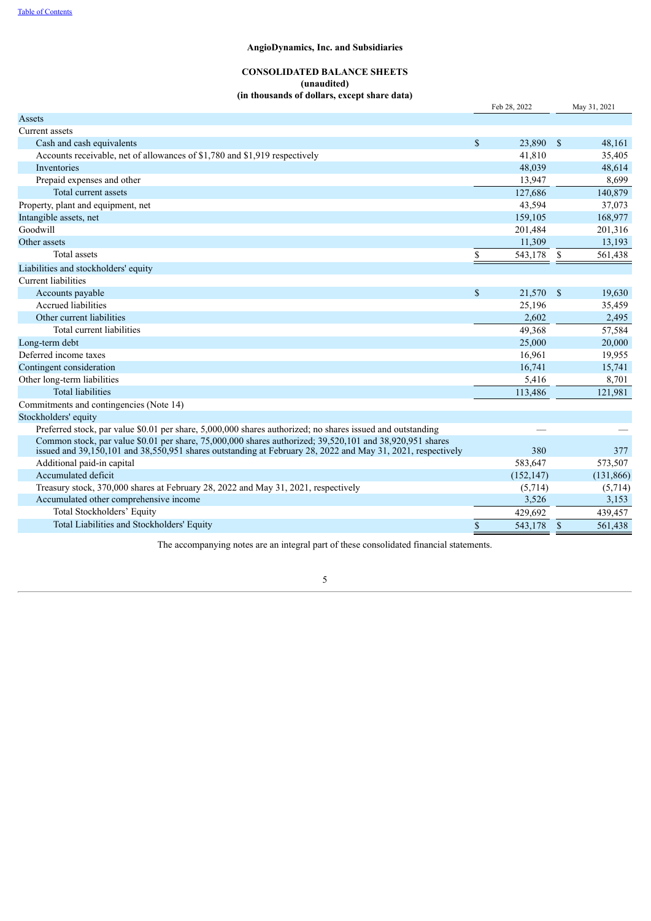[Table of Contents](#)

**AngioDynamics, Inc. and Subsidiaries**

**CONSOLIDATED BALANCE SHEETS**
**(unaudited)**
**(in thousands of dollars, except share data)**

| | Feb 28, 2022 | May 31, 2021 |
|---|---|---|
| Assets | | |
| Current assets | | |
| Cash and cash equivalents | $ 23,890 | $ 48,161 |
| Accounts receivable, net of allowances of $1,780 and $1,919 respectively | 41,810 | 35,405 |
| Inventories | 48,039 | 48,614 |
| Prepaid expenses and other | 13,947 | 8,699 |
| Total current assets | 127,686 | 140,879 |
| Property, plant and equipment, net | 43,594 | 37,073 |
| Intangible assets, net | 159,105 | 168,977 |
| Goodwill | 201,484 | 201,316 |
| Other assets | 11,309 | 13,193 |
| Total assets | $ 543,178 | $ 561,438 |
| Liabilities and stockholders' equity | | |
| Current liabilities | | |
| Accounts payable | $ 21,570 | $ 19,630 |
| Accrued liabilities | 25,196 | 35,459 |
| Other current liabilities | 2,602 | 2,495 |
| Total current liabilities | 49,368 | 57,584 |
| Long-term debt | 25,000 | 20,000 |
| Deferred income taxes | 16,961 | 19,955 |
| Contingent consideration | 16,741 | 15,741 |
| Other long-term liabilities | 5,416 | 8,701 |
| Total liabilities | 113,486 | 121,981 |
| Commitments and contingencies (Note 14) | | |
| Stockholders' equity | | |
| Preferred stock, par value $0.01 per share, 5,000,000 shares authorized; no shares issued and outstanding | — | — |
| Common stock, par value $0.01 per share, 75,000,000 shares authorized; 39,520,101 and 38,920,951 shares issued and 39,150,101 and 38,550,951 shares outstanding at February 28, 2022 and May 31, 2021, respectively | 380 | 377 |
| Additional paid-in capital | 583,647 | 573,507 |
| Accumulated deficit | (152,147) | (131,866) |
| Treasury stock, 370,000 shares at February 28, 2022 and May 31, 2021, respectively | (5,714) | (5,714) |
| Accumulated other comprehensive income | 3,526 | 3,153 |
| Total Stockholders' Equity | 429,692 | 439,457 |
| Total Liabilities and Stockholders' Equity | $ 543,178 | $ 561,438 |

The accompanying notes are an integral part of these consolidated financial statements.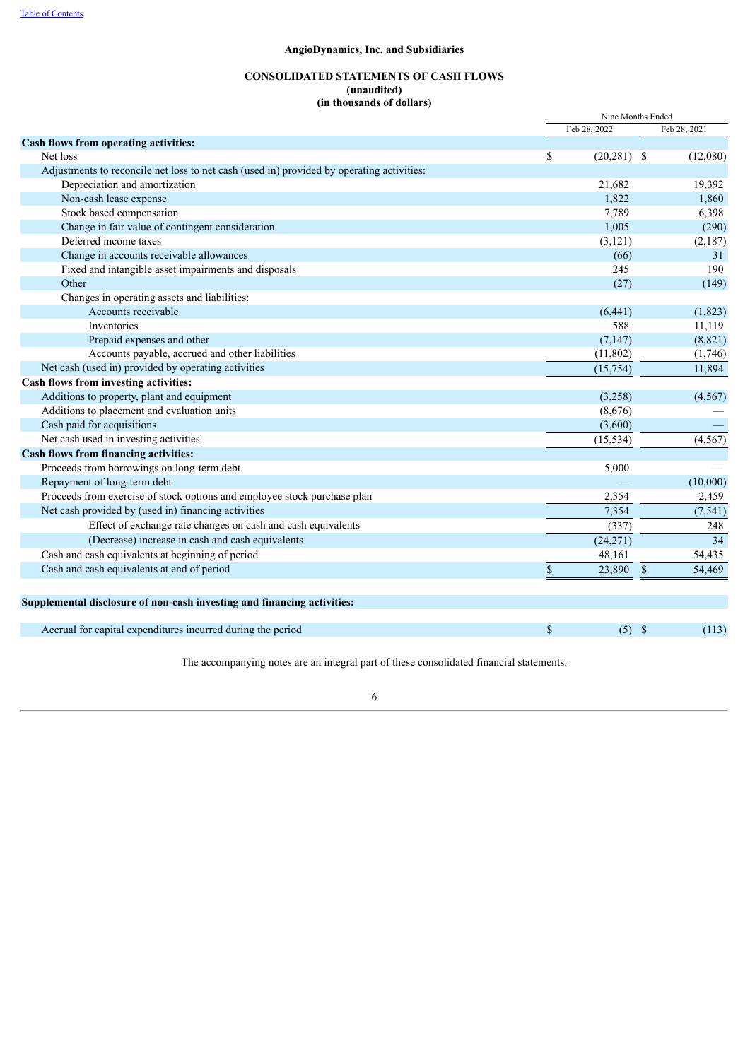**AngioDynamics, Inc. and Subsidiaries**

**CONSOLIDATED STATEMENTS OF CASH FLOWS**
**(unaudited)**
**(in thousands of dollars)**

| | Nine Months Ended | |
|---|---|---|
| | Feb 28, 2022 | Feb 28, 2021 |
| **Cash flows from operating activities:** | | |
| Net loss | $ (20,281) | $ (12,080) |
| Adjustments to reconcile net loss to net cash (used in) provided by operating activities: | | |
| Depreciation and amortization | 21,682 | 19,392 |
| Non-cash lease expense | 1,822 | 1,860 |
| Stock based compensation | 7,789 | 6,398 |
| Change in fair value of contingent consideration | 1,005 | (290) |
| Deferred income taxes | (3,121) | (2,187) |
| Change in accounts receivable allowances | (66) | 31 |
| Fixed and intangible asset impairments and disposals | 245 | 190 |
| Other | (27) | (149) |
| Changes in operating assets and liabilities: | | |
| Accounts receivable | (6,441) | (1,823) |
| Inventories | 588 | 11,119 |
| Prepaid expenses and other | (7,147) | (8,821) |
| Accounts payable, accrued and other liabilities | (11,802) | (1,746) |
| Net cash (used in) provided by operating activities | (15,754) | 11,894 |
| **Cash flows from investing activities:** | | |
| Additions to property, plant and equipment | (3,258) | (4,567) |
| Additions to placement and evaluation units | (8,676) | — |
| Cash paid for acquisitions | (3,600) | — |
| Net cash used in investing activities | (15,534) | (4,567) |
| **Cash flows from financing activities:** | | |
| Proceeds from borrowings on long-term debt | 5,000 | — |
| Repayment of long-term debt | — | (10,000) |
| Proceeds from exercise of stock options and employee stock purchase plan | 2,354 | 2,459 |
| Net cash provided by (used in) financing activities | 7,354 | (7,541) |
| Effect of exchange rate changes on cash and cash equivalents | (337) | 248 |
| (Decrease) increase in cash and cash equivalents | (24,271) | 34 |
| Cash and cash equivalents at beginning of period | 48,161 | 54,435 |
| Cash and cash equivalents at end of period | $ 23,890 | $ 54,469 |

| **Supplemental disclosure of non-cash investing and financing activities:** | | |
|---|---|---|
| Accrual for capital expenditures incurred during the period | $ (5) | $ (113) |

The accompanying notes are an integral part of these consolidated financial statements.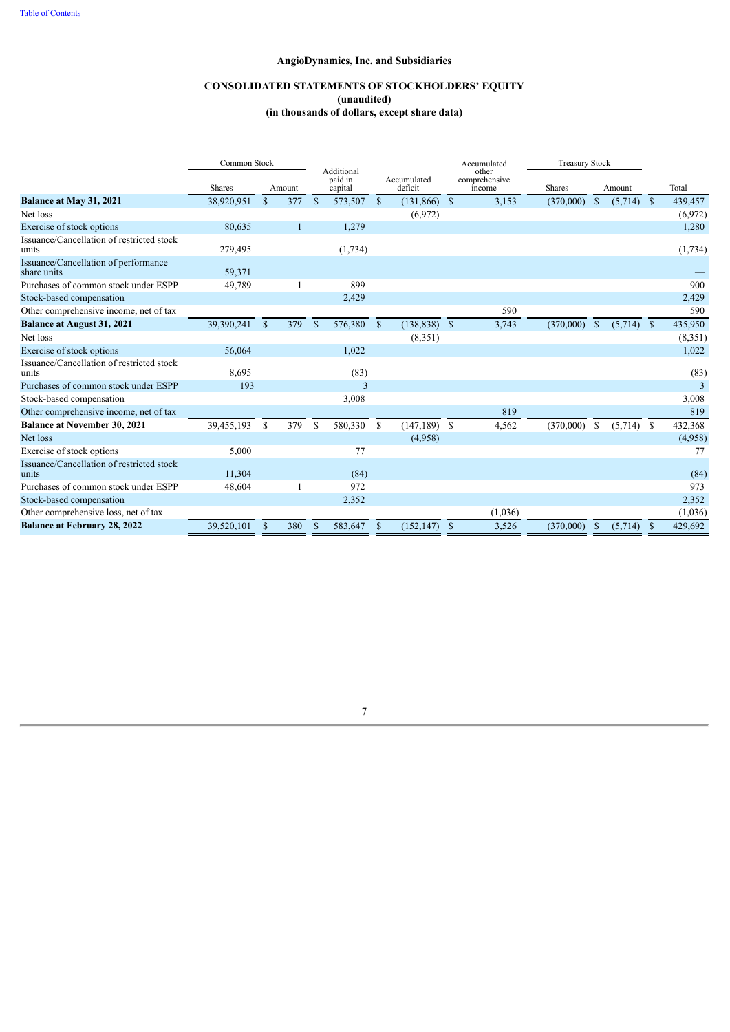[Table of Contents](#)

**AngioDynamics, Inc. and Subsidiaries**

**CONSOLIDATED STATEMENTS OF STOCKHOLDERS' EQUITY**
**(unaudited)**
**(in thousands of dollars, except share data)**

| | Common Stock | | Additional paid in capital | Accumulated deficit | Accumulated other comprehensive income | Treasury Stock | | Total |
|---|---|---|---|---|---|---|---|---|
| | Shares | Amount | | | | Shares | Amount | |
| **Balance at May 31, 2021** | 38,920,951 | $ 377 | $ 573,507 | $ (131,866) | $ 3,153 | (370,000) | $ (5,714) | $ 439,457 |
| Net loss | | | | (6,972) | | | | (6,972) |
| Exercise of stock options | 80,635 | 1 | 1,279 | | | | | 1,280 |
| Issuance/Cancellation of restricted stock units | 279,495 | | (1,734) | | | | | (1,734) |
| Issuance/Cancellation of performance share units | 59,371 | | | | | | | — |
| Purchases of common stock under ESPP | 49,789 | 1 | 899 | | | | | 900 |
| Stock-based compensation | | | 2,429 | | | | | 2,429 |
| Other comprehensive income, net of tax | | | | | 590 | | | 590 |
| **Balance at August 31, 2021** | 39,390,241 | $ 379 | $ 576,380 | $ (138,838) | $ 3,743 | (370,000) | $ (5,714) | $ 435,950 |
| Net loss | | | | (8,351) | | | | (8,351) |
| Exercise of stock options | 56,064 | | 1,022 | | | | | 1,022 |
| Issuance/Cancellation of restricted stock units | 8,695 | | (83) | | | | | (83) |
| Purchases of common stock under ESPP | 193 | | 3 | | | | | 3 |
| Stock-based compensation | | | 3,008 | | | | | 3,008 |
| Other comprehensive income, net of tax | | | | | 819 | | | 819 |
| **Balance at November 30, 2021** | 39,455,193 | $ 379 | $ 580,330 | $ (147,189) | $ 4,562 | (370,000) | $ (5,714) | $ 432,368 |
| Net loss | | | | (4,958) | | | | (4,958) |
| Exercise of stock options | 5,000 | | 77 | | | | | 77 |
| Issuance/Cancellation of restricted stock units | 11,304 | | (84) | | | | | (84) |
| Purchases of common stock under ESPP | 48,604 | 1 | 972 | | | | | 973 |
| Stock-based compensation | | | 2,352 | | | | | 2,352 |
| Other comprehensive loss, net of tax | | | | | (1,036) | | | (1,036) |
| **Balance at February 28, 2022** | 39,520,101 | $ 380 | $ 583,647 | $ (152,147) | $ 3,526 | (370,000) | $ (5,714) | $ 429,692 |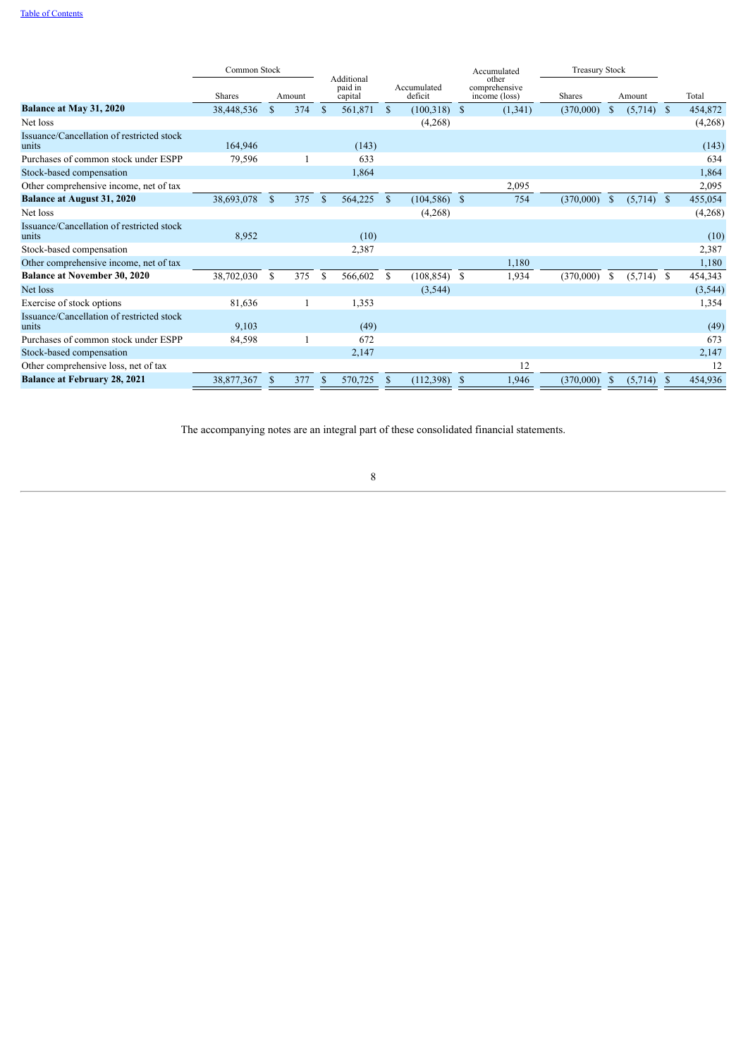| | Common Stock | | Additional paid in capital | Accumulated deficit | Accumulated other comprehensive income (loss) | Treasury Stock | | Total |
|---|---|---|---|---|---|---|---|---|
| | Shares | Amount | | | | Shares | Amount | |
| **Balance at May 31, 2020** | 38,448,536 | $ 374 | $ 561,871 | $ (100,318) | $ (1,341) | (370,000) | $ (5,714) | $ 454,872 |
| Net loss | | | | (4,268) | | | | (4,268) |
| Issuance/Cancellation of restricted stock units | 164,946 | | (143) | | | | | (143) |
| Purchases of common stock under ESPP | 79,596 | 1 | 633 | | | | | 634 |
| Stock-based compensation | | | 1,864 | | | | | 1,864 |
| Other comprehensive income, net of tax | | | | | 2,095 | | | 2,095 |
| **Balance at August 31, 2020** | 38,693,078 | $ 375 | $ 564,225 | $ (104,586) | $ 754 | (370,000) | $ (5,714) | $ 455,054 |
| Net loss | | | | (4,268) | | | | (4,268) |
| Issuance/Cancellation of restricted stock units | 8,952 | | (10) | | | | | (10) |
| Stock-based compensation | | | 2,387 | | | | | 2,387 |
| Other comprehensive income, net of tax | | | | | 1,180 | | | 1,180 |
| **Balance at November 30, 2020** | 38,702,030 | $ 375 | $ 566,602 | $ (108,854) | $ 1,934 | (370,000) | $ (5,714) | $ 454,343 |
| Net loss | | | | (3,544) | | | | (3,544) |
| Exercise of stock options | 81,636 | 1 | 1,353 | | | | | 1,354 |
| Issuance/Cancellation of restricted stock units | 9,103 | | (49) | | | | | (49) |
| Purchases of common stock under ESPP | 84,598 | 1 | 672 | | | | | 673 |
| Stock-based compensation | | | 2,147 | | | | | 2,147 |
| Other comprehensive loss, net of tax | | | | | 12 | | | 12 |
| **Balance at February 28, 2021** | 38,877,367 | $ 377 | $ 570,725 | $ (112,398) | $ 1,946 | (370,000) | $ (5,714) | $ 454,936 |

The accompanying notes are an integral part of these consolidated financial statements.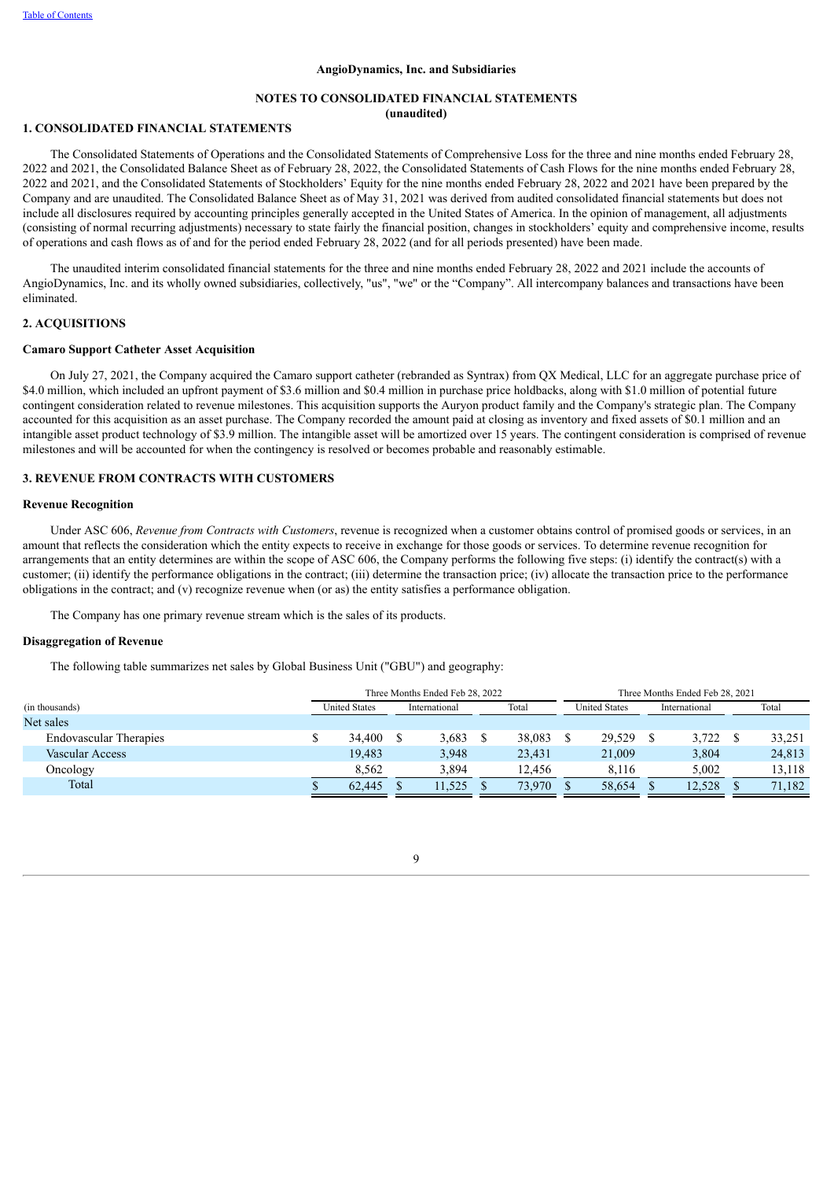**AngioDynamics, Inc. and Subsidiaries**

**NOTES TO CONSOLIDATED FINANCIAL STATEMENTS**
**(unaudited)**

## 1. CONSOLIDATED FINANCIAL STATEMENTS

The Consolidated Statements of Operations and the Consolidated Statements of Comprehensive Loss for the three and nine months ended February 28, 2022 and 2021, the Consolidated Balance Sheet as of February 28, 2022, the Consolidated Statements of Cash Flows for the nine months ended February 28, 2022 and 2021, and the Consolidated Statements of Stockholders' Equity for the nine months ended February 28, 2022 and 2021 have been prepared by the Company and are unaudited. The Consolidated Balance Sheet as of May 31, 2021 was derived from audited consolidated financial statements but does not include all disclosures required by accounting principles generally accepted in the United States of America. In the opinion of management, all adjustments (consisting of normal recurring adjustments) necessary to state fairly the financial position, changes in stockholders' equity and comprehensive income, results of operations and cash flows as of and for the period ended February 28, 2022 (and for all periods presented) have been made.

The unaudited interim consolidated financial statements for the three and nine months ended February 28, 2022 and 2021 include the accounts of AngioDynamics, Inc. and its wholly owned subsidiaries, collectively, "us", "we" or the "Company". All intercompany balances and transactions have been eliminated.

## 2. ACQUISITIONS

### Camaro Support Catheter Asset Acquisition

On July 27, 2021, the Company acquired the Camaro support catheter (rebranded as Syntrax) from QX Medical, LLC for an aggregate purchase price of $4.0 million, which included an upfront payment of $3.6 million and $0.4 million in purchase price holdbacks, along with $1.0 million of potential future contingent consideration related to revenue milestones. This acquisition supports the Auryon product family and the Company's strategic plan. The Company accounted for this acquisition as an asset purchase. The Company recorded the amount paid at closing as inventory and fixed assets of $0.1 million and an intangible asset product technology of $3.9 million. The intangible asset will be amortized over 15 years. The contingent consideration is comprised of revenue milestones and will be accounted for when the contingency is resolved or becomes probable and reasonably estimable.

## 3. REVENUE FROM CONTRACTS WITH CUSTOMERS

### Revenue Recognition

Under ASC 606, *Revenue from Contracts with Customers*, revenue is recognized when a customer obtains control of promised goods or services, in an amount that reflects the consideration which the entity expects to receive in exchange for those goods or services. To determine revenue recognition for arrangements that an entity determines are within the scope of ASC 606, the Company performs the following five steps: (i) identify the contract(s) with a customer; (ii) identify the performance obligations in the contract; (iii) determine the transaction price; (iv) allocate the transaction price to the performance obligations in the contract; and (v) recognize revenue when (or as) the entity satisfies a performance obligation.

The Company has one primary revenue stream which is the sales of its products.

### Disaggregation of Revenue

The following table summarizes net sales by Global Business Unit ("GBU") and geography:

| | Three Months Ended Feb 28, 2022 | | | Three Months Ended Feb 28, 2021 | | |
|---|---|---|---|---|---|---|
| (in thousands) | United States | International | Total | United States | International | Total |
| Net sales | | | | | | |
| Endovascular Therapies | $ 34,400 | $ 3,683 | $ 38,083 | $ 29,529 | $ 3,722 | $ 33,251 |
| Vascular Access | 19,483 | 3,948 | 23,431 | 21,009 | 3,804 | 24,813 |
| Oncology | 8,562 | 3,894 | 12,456 | 8,116 | 5,002 | 13,118 |
| Total | $ 62,445 | $ 11,525 | $ 73,970 | $ 58,654 | $ 12,528 | $ 71,182 |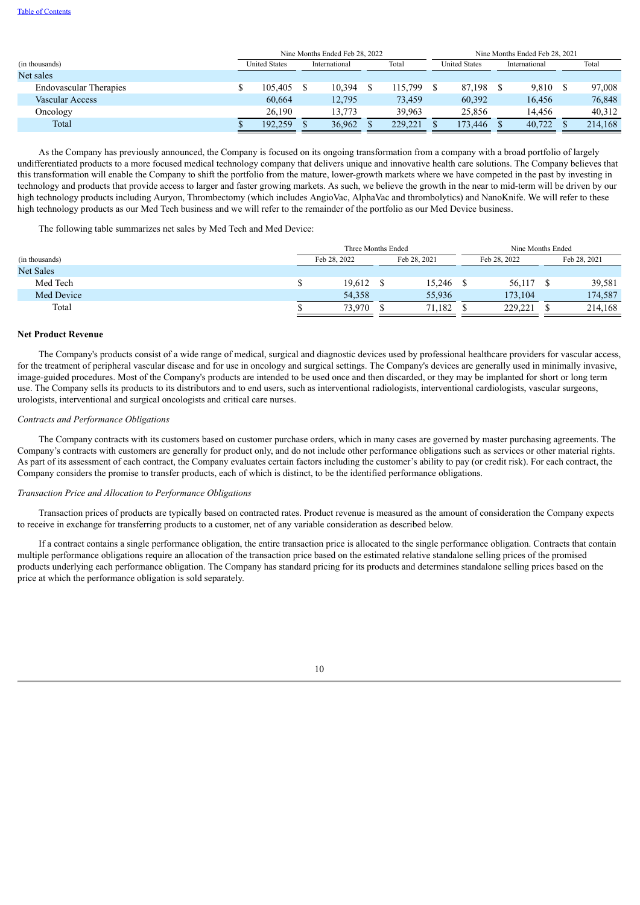| (in thousands) | Nine Months Ended Feb 28, 2022 | | | Nine Months Ended Feb 28, 2021 | | |
|---|---|---|---|---|---|---|
| | United States | International | Total | United States | International | Total |
| Net sales | | | | | | |
| Endovascular Therapies | $ 105,405 | $ 10,394 | $ 115,799 | $ 87,198 | $ 9,810 | $ 97,008 |
| Vascular Access | 60,664 | 12,795 | 73,459 | 60,392 | 16,456 | 76,848 |
| Oncology | 26,190 | 13,773 | 39,963 | 25,856 | 14,456 | 40,312 |
| Total | $ 192,259 | $ 36,962 | $ 229,221 | $ 173,446 | $ 40,722 | $ 214,168 |

As the Company has previously announced, the Company is focused on its ongoing transformation from a company with a broad portfolio of largely undifferentiated products to a more focused medical technology company that delivers unique and innovative health care solutions. The Company believes that this transformation will enable the Company to shift the portfolio from the mature, lower-growth markets where we have competed in the past by investing in technology and products that provide access to larger and faster growing markets. As such, we believe the growth in the near to mid-term will be driven by our high technology products including Auryon, Thrombectomy (which includes AngioVac, AlphaVac and thrombolytics) and NanoKnife. We will refer to these high technology products as our Med Tech business and we will refer to the remainder of the portfolio as our Med Device business.

The following table summarizes net sales by Med Tech and Med Device:

| (in thousands) | Three Months Ended | | Nine Months Ended | |
|---|---|---|---|---|
| | Feb 28, 2022 | Feb 28, 2021 | Feb 28, 2022 | Feb 28, 2021 |
| Net Sales | | | | |
| Med Tech | $ 19,612 | $ 15,246 | $ 56,117 | $ 39,581 |
| Med Device | 54,358 | 55,936 | 173,104 | 174,587 |
| Total | $ 73,970 | $ 71,182 | $ 229,221 | $ 214,168 |

**Net Product Revenue**

The Company's products consist of a wide range of medical, surgical and diagnostic devices used by professional healthcare providers for vascular access, for the treatment of peripheral vascular disease and for use in oncology and surgical settings. The Company's devices are generally used in minimally invasive, image-guided procedures. Most of the Company's products are intended to be used once and then discarded, or they may be implanted for short or long term use. The Company sells its products to its distributors and to end users, such as interventional radiologists, interventional cardiologists, vascular surgeons, urologists, interventional and surgical oncologists and critical care nurses.

*Contracts and Performance Obligations*

The Company contracts with its customers based on customer purchase orders, which in many cases are governed by master purchasing agreements. The Company's contracts with customers are generally for product only, and do not include other performance obligations such as services or other material rights. As part of its assessment of each contract, the Company evaluates certain factors including the customer's ability to pay (or credit risk). For each contract, the Company considers the promise to transfer products, each of which is distinct, to be the identified performance obligations.

*Transaction Price and Allocation to Performance Obligations*

Transaction prices of products are typically based on contracted rates. Product revenue is measured as the amount of consideration the Company expects to receive in exchange for transferring products to a customer, net of any variable consideration as described below.

If a contract contains a single performance obligation, the entire transaction price is allocated to the single performance obligation. Contracts that contain multiple performance obligations require an allocation of the transaction price based on the estimated relative standalone selling prices of the promised products underlying each performance obligation. The Company has standard pricing for its products and determines standalone selling prices based on the price at which the performance obligation is sold separately.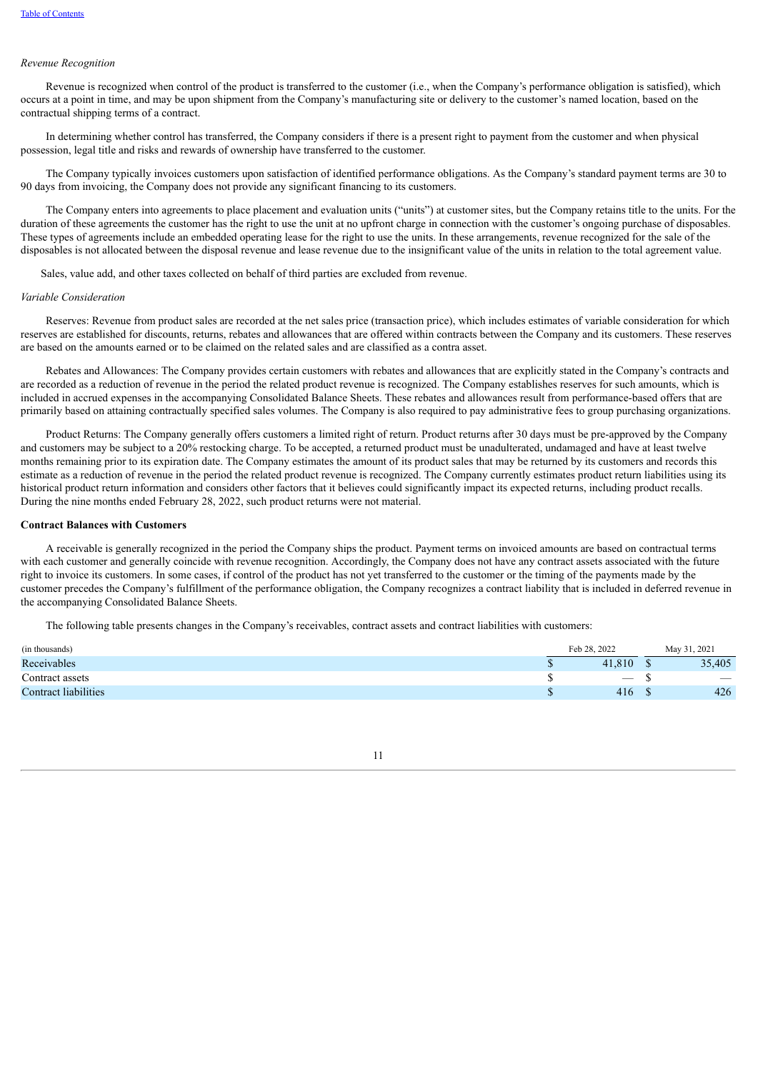*Revenue Recognition*

Revenue is recognized when control of the product is transferred to the customer (i.e., when the Company's performance obligation is satisfied), which occurs at a point in time, and may be upon shipment from the Company's manufacturing site or delivery to the customer's named location, based on the contractual shipping terms of a contract.

In determining whether control has transferred, the Company considers if there is a present right to payment from the customer and when physical possession, legal title and risks and rewards of ownership have transferred to the customer.

The Company typically invoices customers upon satisfaction of identified performance obligations. As the Company's standard payment terms are 30 to 90 days from invoicing, the Company does not provide any significant financing to its customers.

The Company enters into agreements to place placement and evaluation units ("units") at customer sites, but the Company retains title to the units. For the duration of these agreements the customer has the right to use the unit at no upfront charge in connection with the customer's ongoing purchase of disposables. These types of agreements include an embedded operating lease for the right to use the units. In these arrangements, revenue recognized for the sale of the disposables is not allocated between the disposal revenue and lease revenue due to the insignificant value of the units in relation to the total agreement value.

Sales, value add, and other taxes collected on behalf of third parties are excluded from revenue.

*Variable Consideration*

Reserves: Revenue from product sales are recorded at the net sales price (transaction price), which includes estimates of variable consideration for which reserves are established for discounts, returns, rebates and allowances that are offered within contracts between the Company and its customers. These reserves are based on the amounts earned or to be claimed on the related sales and are classified as a contra asset.

Rebates and Allowances: The Company provides certain customers with rebates and allowances that are explicitly stated in the Company's contracts and are recorded as a reduction of revenue in the period the related product revenue is recognized. The Company establishes reserves for such amounts, which is included in accrued expenses in the accompanying Consolidated Balance Sheets. These rebates and allowances result from performance-based offers that are primarily based on attaining contractually specified sales volumes. The Company is also required to pay administrative fees to group purchasing organizations.

Product Returns: The Company generally offers customers a limited right of return. Product returns after 30 days must be pre-approved by the Company and customers may be subject to a 20% restocking charge. To be accepted, a returned product must be unadulterated, undamaged and have at least twelve months remaining prior to its expiration date. The Company estimates the amount of its product sales that may be returned by its customers and records this estimate as a reduction of revenue in the period the related product revenue is recognized. The Company currently estimates product return liabilities using its historical product return information and considers other factors that it believes could significantly impact its expected returns, including product recalls. During the nine months ended February 28, 2022, such product returns were not material.

**Contract Balances with Customers**

A receivable is generally recognized in the period the Company ships the product. Payment terms on invoiced amounts are based on contractual terms with each customer and generally coincide with revenue recognition. Accordingly, the Company does not have any contract assets associated with the future right to invoice its customers. In some cases, if control of the product has not yet transferred to the customer or the timing of the payments made by the customer precedes the Company's fulfillment of the performance obligation, the Company recognizes a contract liability that is included in deferred revenue in the accompanying Consolidated Balance Sheets.

The following table presents changes in the Company's receivables, contract assets and contract liabilities with customers:

| (in thousands) | Feb 28, 2022 | May 31, 2021 |
|---|---|---|
| Receivables | $ 41,810 | $ 35,405 |
| Contract assets | $ — | $ — |
| Contract liabilities | $ 416 | $ 426 |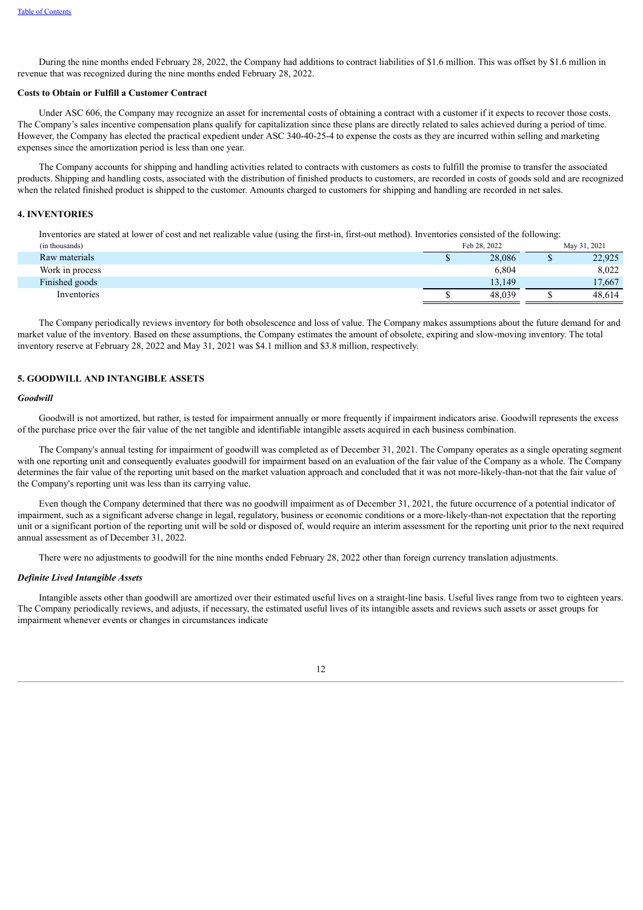During the nine months ended February 28, 2022, the Company had additions to contract liabilities of $1.6 million. This was offset by $1.6 million in revenue that was recognized during the nine months ended February 28, 2022.

**Costs to Obtain or Fulfill a Customer Contract**

Under ASC 606, the Company may recognize an asset for incremental costs of obtaining a contract with a customer if it expects to recover those costs. The Company's sales incentive compensation plans qualify for capitalization since these plans are directly related to sales achieved during a period of time. However, the Company has elected the practical expedient under ASC 340-40-25-4 to expense the costs as they are incurred within selling and marketing expenses since the amortization period is less than one year.

The Company accounts for shipping and handling activities related to contracts with customers as costs to fulfill the promise to transfer the associated products. Shipping and handling costs, associated with the distribution of finished products to customers, are recorded in costs of goods sold and are recognized when the related finished product is shipped to the customer. Amounts charged to customers for shipping and handling are recorded in net sales.

## 4. INVENTORIES

Inventories are stated at lower of cost and net realizable value (using the first-in, first-out method). Inventories consisted of the following:

| (in thousands) | Feb 28, 2022 | May 31, 2021 |
|---|---|---|
| Raw materials | $ 28,086 | $ 22,925 |
| Work in process | 6,804 | 8,022 |
| Finished goods | 13,149 | 17,667 |
| Inventories | $ 48,039 | $ 48,614 |

The Company periodically reviews inventory for both obsolescence and loss of value. The Company makes assumptions about the future demand for and market value of the inventory. Based on these assumptions, the Company estimates the amount of obsolete, expiring and slow-moving inventory. The total inventory reserve at February 28, 2022 and May 31, 2021 was $4.1 million and $3.8 million, respectively.

## 5. GOODWILL AND INTANGIBLE ASSETS

### *Goodwill*

Goodwill is not amortized, but rather, is tested for impairment annually or more frequently if impairment indicators arise. Goodwill represents the excess of the purchase price over the fair value of the net tangible and identifiable intangible assets acquired in each business combination.

The Company's annual testing for impairment of goodwill was completed as of December 31, 2021. The Company operates as a single operating segment with one reporting unit and consequently evaluates goodwill for impairment based on an evaluation of the fair value of the Company as a whole. The Company determines the fair value of the reporting unit based on the market valuation approach and concluded that it was not more-likely-than-not that the fair value of the Company's reporting unit was less than its carrying value.

Even though the Company determined that there was no goodwill impairment as of December 31, 2021, the future occurrence of a potential indicator of impairment, such as a significant adverse change in legal, regulatory, business or economic conditions or a more-likely-than-not expectation that the reporting unit or a significant portion of the reporting unit will be sold or disposed of, would require an interim assessment for the reporting unit prior to the next required annual assessment as of December 31, 2022.

There were no adjustments to goodwill for the nine months ended February 28, 2022 other than foreign currency translation adjustments.

### *Definite Lived Intangible Assets*

Intangible assets other than goodwill are amortized over their estimated useful lives on a straight-line basis. Useful lives range from two to eighteen years. The Company periodically reviews, and adjusts, if necessary, the estimated useful lives of its intangible assets and reviews such assets or asset groups for impairment whenever events or changes in circumstances indicate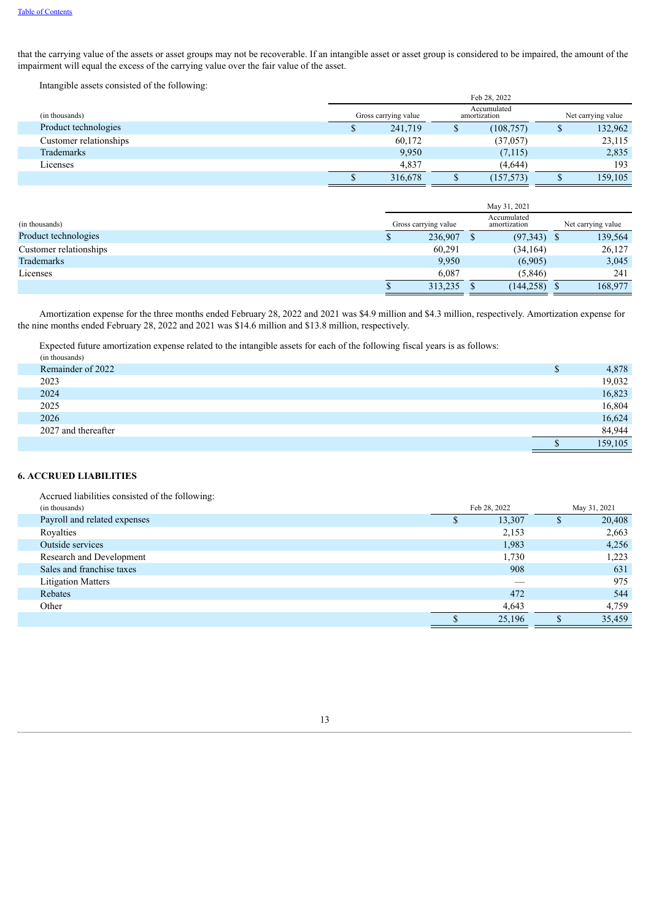that the carrying value of the assets or asset groups may not be recoverable. If an intangible asset or asset group is considered to be impaired, the amount of the impairment will equal the excess of the carrying value over the fair value of the asset.

Intangible assets consisted of the following:

| | Feb 28, 2022 | | |
|---|---|---|---|
| (in thousands) | Gross carrying value | Accumulated amortization | Net carrying value |
| Product technologies | $ 241,719 | $ (108,757) | $ 132,962 |
| Customer relationships | 60,172 | (37,057) | 23,115 |
| Trademarks | 9,950 | (7,115) | 2,835 |
| Licenses | 4,837 | (4,644) | 193 |
| | $ 316,678 | $ (157,573) | $ 159,105 |

| | May 31, 2021 | | |
|---|---|---|---|
| (in thousands) | Gross carrying value | Accumulated amortization | Net carrying value |
| Product technologies | $ 236,907 | $ (97,343) | $ 139,564 |
| Customer relationships | 60,291 | (34,164) | 26,127 |
| Trademarks | 9,950 | (6,905) | 3,045 |
| Licenses | 6,087 | (5,846) | 241 |
| | $ 313,235 | $ (144,258) | $ 168,977 |

Amortization expense for the three months ended February 28, 2022 and 2021 was $4.9 million and $4.3 million, respectively. Amortization expense for the nine months ended February 28, 2022 and 2021 was $14.6 million and $13.8 million, respectively.

Expected future amortization expense related to the intangible assets for each of the following fiscal years is as follows:

| (in thousands) | |
|---|---|
| Remainder of 2022 | $ 4,878 |
| 2023 | 19,032 |
| 2024 | 16,823 |
| 2025 | 16,804 |
| 2026 | 16,624 |
| 2027 and thereafter | 84,944 |
| | $ 159,105 |

## 6. ACCRUED LIABILITIES

Accrued liabilities consisted of the following:

| (in thousands) | Feb 28, 2022 | May 31, 2021 |
|---|---|---|
| Payroll and related expenses | $ 13,307 | $ 20,408 |
| Royalties | 2,153 | 2,663 |
| Outside services | 1,983 | 4,256 |
| Research and Development | 1,730 | 1,223 |
| Sales and franchise taxes | 908 | 631 |
| Litigation Matters | — | 975 |
| Rebates | 472 | 544 |
| Other | 4,643 | 4,759 |
| | $ 25,196 | $ 35,459 |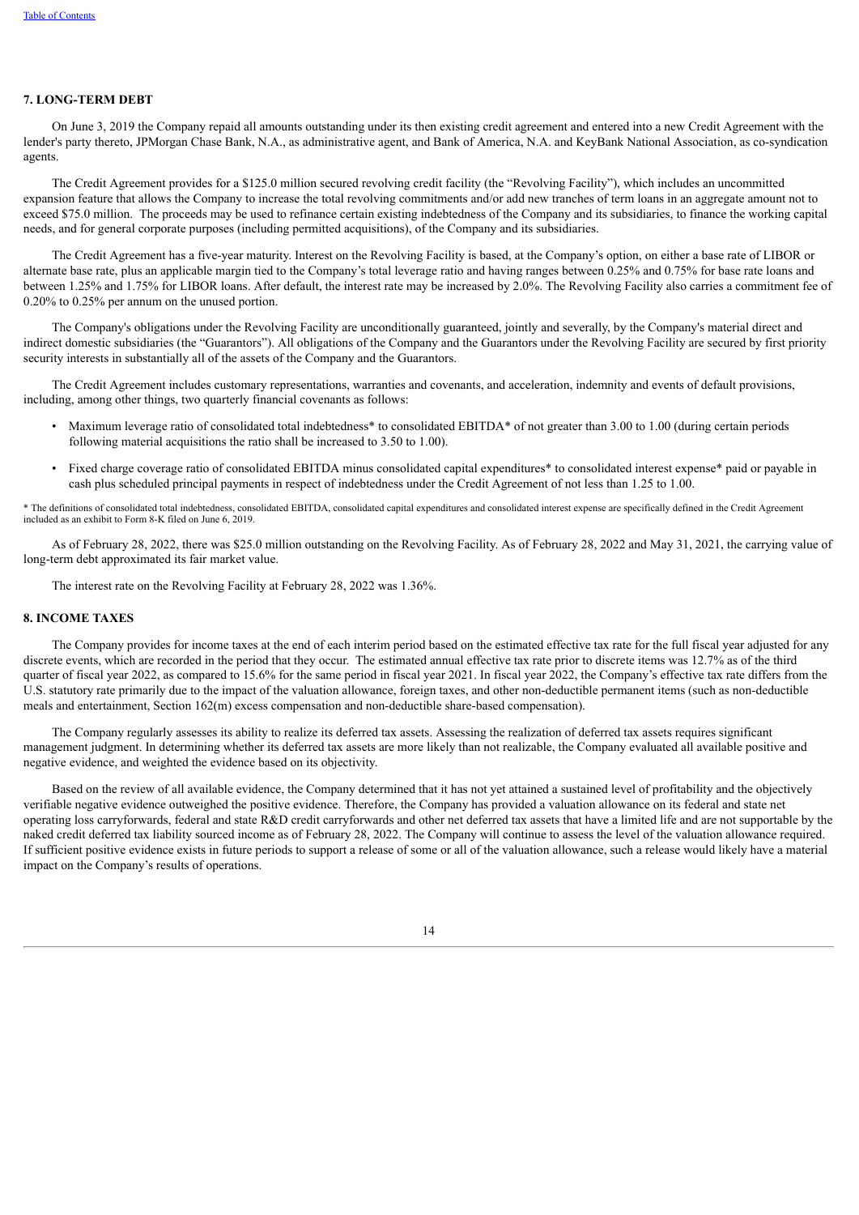## 7. LONG-TERM DEBT

On June 3, 2019 the Company repaid all amounts outstanding under its then existing credit agreement and entered into a new Credit Agreement with the lender's party thereto, JPMorgan Chase Bank, N.A., as administrative agent, and Bank of America, N.A. and KeyBank National Association, as co-syndication agents.

The Credit Agreement provides for a $125.0 million secured revolving credit facility (the "Revolving Facility"), which includes an uncommitted expansion feature that allows the Company to increase the total revolving commitments and/or add new tranches of term loans in an aggregate amount not to exceed $75.0 million. The proceeds may be used to refinance certain existing indebtedness of the Company and its subsidiaries, to finance the working capital needs, and for general corporate purposes (including permitted acquisitions), of the Company and its subsidiaries.

The Credit Agreement has a five-year maturity. Interest on the Revolving Facility is based, at the Company's option, on either a base rate of LIBOR or alternate base rate, plus an applicable margin tied to the Company's total leverage ratio and having ranges between 0.25% and 0.75% for base rate loans and between 1.25% and 1.75% for LIBOR loans. After default, the interest rate may be increased by 2.0%. The Revolving Facility also carries a commitment fee of 0.20% to 0.25% per annum on the unused portion.

The Company's obligations under the Revolving Facility are unconditionally guaranteed, jointly and severally, by the Company's material direct and indirect domestic subsidiaries (the "Guarantors"). All obligations of the Company and the Guarantors under the Revolving Facility are secured by first priority security interests in substantially all of the assets of the Company and the Guarantors.

The Credit Agreement includes customary representations, warranties and covenants, and acceleration, indemnity and events of default provisions, including, among other things, two quarterly financial covenants as follows:

- Maximum leverage ratio of consolidated total indebtedness* to consolidated EBITDA* of not greater than 3.00 to 1.00 (during certain periods following material acquisitions the ratio shall be increased to 3.50 to 1.00).
- Fixed charge coverage ratio of consolidated EBITDA minus consolidated capital expenditures* to consolidated interest expense* paid or payable in cash plus scheduled principal payments in respect of indebtedness under the Credit Agreement of not less than 1.25 to 1.00.

* The definitions of consolidated total indebtedness, consolidated EBITDA, consolidated capital expenditures and consolidated interest expense are specifically defined in the Credit Agreement included as an exhibit to Form 8-K filed on June 6, 2019.

As of February 28, 2022, there was $25.0 million outstanding on the Revolving Facility. As of February 28, 2022 and May 31, 2021, the carrying value of long-term debt approximated its fair market value.

The interest rate on the Revolving Facility at February 28, 2022 was 1.36%.

## 8. INCOME TAXES

The Company provides for income taxes at the end of each interim period based on the estimated effective tax rate for the full fiscal year adjusted for any discrete events, which are recorded in the period that they occur. The estimated annual effective tax rate prior to discrete items was 12.7% as of the third quarter of fiscal year 2022, as compared to 15.6% for the same period in fiscal year 2021. In fiscal year 2022, the Company's effective tax rate differs from the U.S. statutory rate primarily due to the impact of the valuation allowance, foreign taxes, and other non-deductible permanent items (such as non-deductible meals and entertainment, Section 162(m) excess compensation and non-deductible share-based compensation).

The Company regularly assesses its ability to realize its deferred tax assets. Assessing the realization of deferred tax assets requires significant management judgment. In determining whether its deferred tax assets are more likely than not realizable, the Company evaluated all available positive and negative evidence, and weighted the evidence based on its objectivity.

Based on the review of all available evidence, the Company determined that it has not yet attained a sustained level of profitability and the objectively verifiable negative evidence outweighed the positive evidence. Therefore, the Company has provided a valuation allowance on its federal and state net operating loss carryforwards, federal and state R&D credit carryforwards and other net deferred tax assets that have a limited life and are not supportable by the naked credit deferred tax liability sourced income as of February 28, 2022. The Company will continue to assess the level of the valuation allowance required. If sufficient positive evidence exists in future periods to support a release of some or all of the valuation allowance, such a release would likely have a material impact on the Company's results of operations.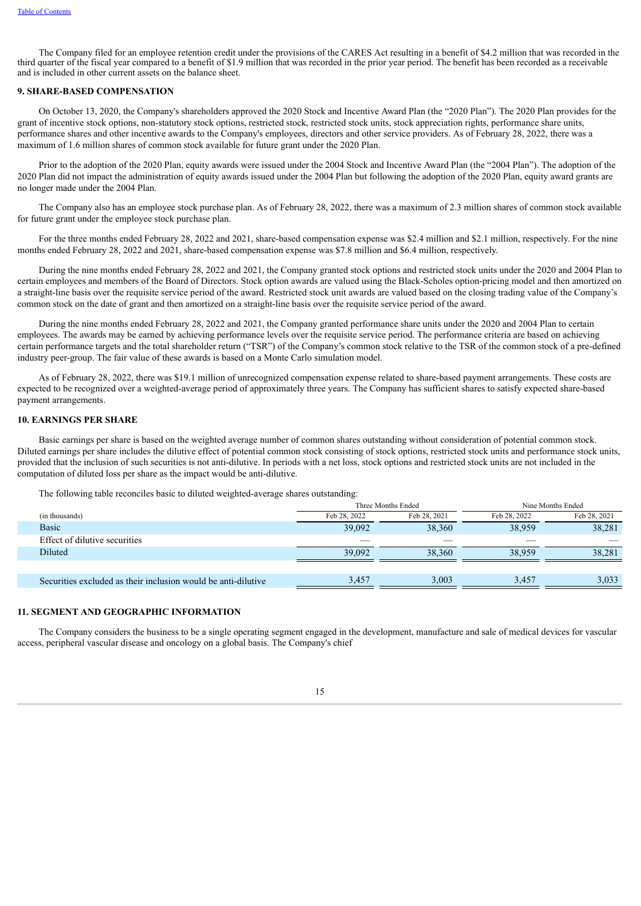The Company filed for an employee retention credit under the provisions of the CARES Act resulting in a benefit of $4.2 million that was recorded in the third quarter of the fiscal year compared to a benefit of $1.9 million that was recorded in the prior year period. The benefit has been recorded as a receivable and is included in other current assets on the balance sheet.

## 9. SHARE-BASED COMPENSATION

On October 13, 2020, the Company's shareholders approved the 2020 Stock and Incentive Award Plan (the "2020 Plan"). The 2020 Plan provides for the grant of incentive stock options, non-statutory stock options, restricted stock, restricted stock units, stock appreciation rights, performance share units, performance shares and other incentive awards to the Company's employees, directors and other service providers. As of February 28, 2022, there was a maximum of 1.6 million shares of common stock available for future grant under the 2020 Plan.

Prior to the adoption of the 2020 Plan, equity awards were issued under the 2004 Stock and Incentive Award Plan (the "2004 Plan"). The adoption of the 2020 Plan did not impact the administration of equity awards issued under the 2004 Plan but following the adoption of the 2020 Plan, equity award grants are no longer made under the 2004 Plan.

The Company also has an employee stock purchase plan. As of February 28, 2022, there was a maximum of 2.3 million shares of common stock available for future grant under the employee stock purchase plan.

For the three months ended February 28, 2022 and 2021, share-based compensation expense was $2.4 million and $2.1 million, respectively. For the nine months ended February 28, 2022 and 2021, share-based compensation expense was $7.8 million and $6.4 million, respectively.

During the nine months ended February 28, 2022 and 2021, the Company granted stock options and restricted stock units under the 2020 and 2004 Plan to certain employees and members of the Board of Directors. Stock option awards are valued using the Black-Scholes option-pricing model and then amortized on a straight-line basis over the requisite service period of the award. Restricted stock unit awards are valued based on the closing trading value of the Company's common stock on the date of grant and then amortized on a straight-line basis over the requisite service period of the award.

During the nine months ended February 28, 2022 and 2021, the Company granted performance share units under the 2020 and 2004 Plan to certain employees. The awards may be earned by achieving performance levels over the requisite service period. The performance criteria are based on achieving certain performance targets and the total shareholder return ("TSR") of the Company's common stock relative to the TSR of the common stock of a pre-defined industry peer-group. The fair value of these awards is based on a Monte Carlo simulation model.

As of February 28, 2022, there was $19.1 million of unrecognized compensation expense related to share-based payment arrangements. These costs are expected to be recognized over a weighted-average period of approximately three years. The Company has sufficient shares to satisfy expected share-based payment arrangements.

## 10. EARNINGS PER SHARE

Basic earnings per share is based on the weighted average number of common shares outstanding without consideration of potential common stock. Diluted earnings per share includes the dilutive effect of potential common stock consisting of stock options, restricted stock units and performance stock units, provided that the inclusion of such securities is not anti-dilutive. In periods with a net loss, stock options and restricted stock units are not included in the computation of diluted loss per share as the impact would be anti-dilutive.

The following table reconciles basic to diluted weighted-average shares outstanding:

| | Three Months Ended | | Nine Months Ended | |
|---|---|---|---|---|
| (in thousands) | Feb 28, 2022 | Feb 28, 2021 | Feb 28, 2022 | Feb 28, 2021 |
| Basic | 39,092 | 38,360 | 38,959 | 38,281 |
| Effect of dilutive securities | — | — | — | — |
| Diluted | 39,092 | 38,360 | 38,959 | 38,281 |
| | | | | |
| Securities excluded as their inclusion would be anti-dilutive | 3,457 | 3,003 | 3,457 | 3,033 |

## 11. SEGMENT AND GEOGRAPHIC INFORMATION

The Company considers the business to be a single operating segment engaged in the development, manufacture and sale of medical devices for vascular access, peripheral vascular disease and oncology on a global basis. The Company's chief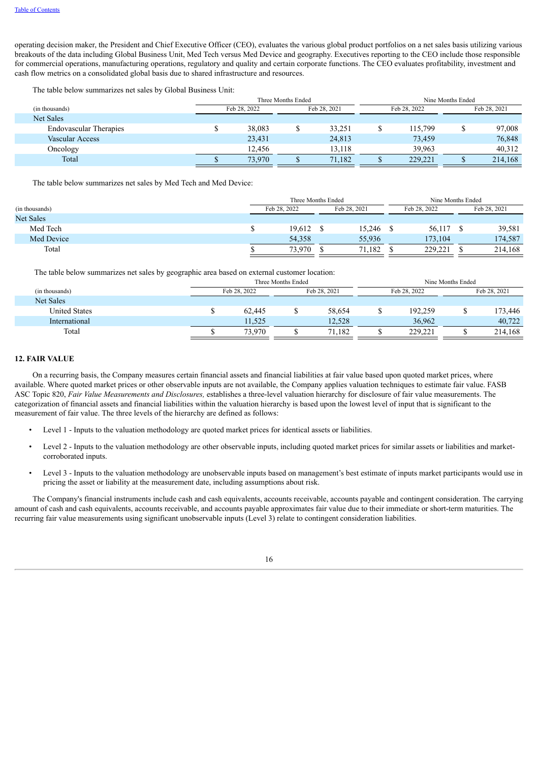operating decision maker, the President and Chief Executive Officer (CEO), evaluates the various global product portfolios on a net sales basis utilizing various breakouts of the data including Global Business Unit, Med Tech versus Med Device and geography. Executives reporting to the CEO include those responsible for commercial operations, manufacturing operations, regulatory and quality and certain corporate functions. The CEO evaluates profitability, investment and cash flow metrics on a consolidated global basis due to shared infrastructure and resources.

The table below summarizes net sales by Global Business Unit:

| | Three Months Ended | | Nine Months Ended | |
|---|---|---|---|---|
| (in thousands) | Feb 28, 2022 | Feb 28, 2021 | Feb 28, 2022 | Feb 28, 2021 |
| Net Sales | | | | |
| Endovascular Therapies | $ 38,083 | $ 33,251 | $ 115,799 | $ 97,008 |
| Vascular Access | 23,431 | 24,813 | 73,459 | 76,848 |
| Oncology | 12,456 | 13,118 | 39,963 | 40,312 |
| Total | $ 73,970 | $ 71,182 | $ 229,221 | $ 214,168 |

The table below summarizes net sales by Med Tech and Med Device:

| | Three Months Ended | | Nine Months Ended | |
|---|---|---|---|---|
| (in thousands) | Feb 28, 2022 | Feb 28, 2021 | Feb 28, 2022 | Feb 28, 2021 |
| Net Sales | | | | |
| Med Tech | $ 19,612 | $ 15,246 | $ 56,117 | $ 39,581 |
| Med Device | 54,358 | 55,936 | 173,104 | 174,587 |
| Total | $ 73,970 | $ 71,182 | $ 229,221 | $ 214,168 |

The table below summarizes net sales by geographic area based on external customer location:

| | Three Months Ended | | Nine Months Ended | |
|---|---|---|---|---|
| (in thousands) | Feb 28, 2022 | Feb 28, 2021 | Feb 28, 2022 | Feb 28, 2021 |
| Net Sales | | | | |
| United States | $ 62,445 | $ 58,654 | $ 192,259 | $ 173,446 |
| International | 11,525 | 12,528 | 36,962 | 40,722 |
| Total | $ 73,970 | $ 71,182 | $ 229,221 | $ 214,168 |

## 12. FAIR VALUE

On a recurring basis, the Company measures certain financial assets and financial liabilities at fair value based upon quoted market prices, where available. Where quoted market prices or other observable inputs are not available, the Company applies valuation techniques to estimate fair value. FASB ASC Topic 820, *Fair Value Measurements and Disclosures,* establishes a three-level valuation hierarchy for disclosure of fair value measurements. The categorization of financial assets and financial liabilities within the valuation hierarchy is based upon the lowest level of input that is significant to the measurement of fair value. The three levels of the hierarchy are defined as follows:

- Level 1 - Inputs to the valuation methodology are quoted market prices for identical assets or liabilities.
- Level 2 - Inputs to the valuation methodology are other observable inputs, including quoted market prices for similar assets or liabilities and market-corroborated inputs.
- Level 3 - Inputs to the valuation methodology are unobservable inputs based on management's best estimate of inputs market participants would use in pricing the asset or liability at the measurement date, including assumptions about risk.

The Company's financial instruments include cash and cash equivalents, accounts receivable, accounts payable and contingent consideration. The carrying amount of cash and cash equivalents, accounts receivable, and accounts payable approximates fair value due to their immediate or short-term maturities. The recurring fair value measurements using significant unobservable inputs (Level 3) relate to contingent consideration liabilities.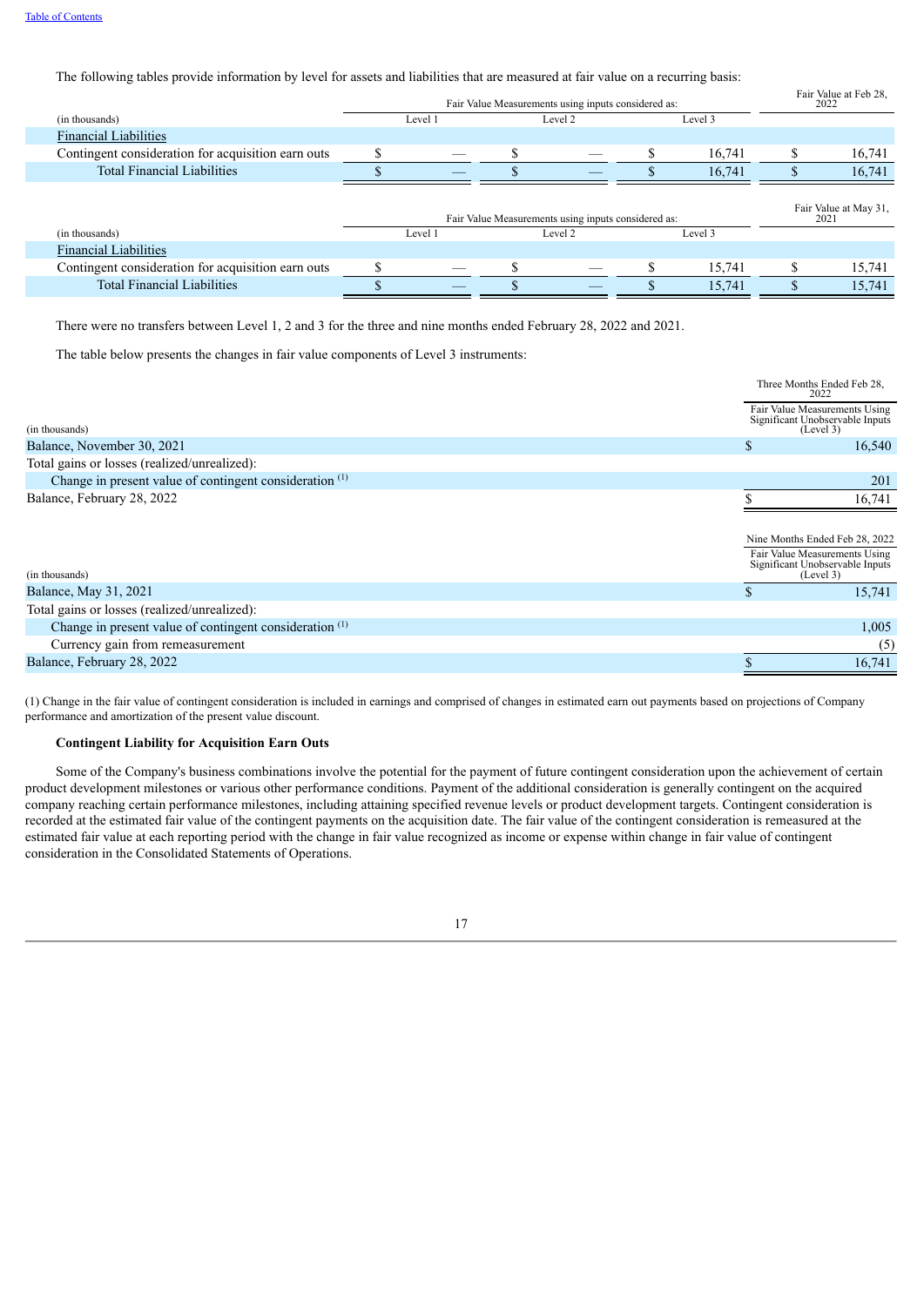The following tables provide information by level for assets and liabilities that are measured at fair value on a recurring basis:

| (in thousands) | Fair Value Measurements using inputs considered as: Level 1 | Level 2 | Level 3 | Fair Value at Feb 28, 2022 |
|---|---|---|---|---|
| Financial Liabilities | | | | |
| Contingent consideration for acquisition earn outs | $ — | $ — | $ 16,741 | $ 16,741 |
| Total Financial Liabilities | $ — | $ — | $ 16,741 | $ 16,741 |

| (in thousands) | Fair Value Measurements using inputs considered as: Level 1 | Level 2 | Level 3 | Fair Value at May 31, 2021 |
|---|---|---|---|---|
| Financial Liabilities | | | | |
| Contingent consideration for acquisition earn outs | $ — | $ — | $ 15,741 | $ 15,741 |
| Total Financial Liabilities | $ — | $ — | $ 15,741 | $ 15,741 |

There were no transfers between Level 1, 2 and 3 for the three and nine months ended February 28, 2022 and 2021.

The table below presents the changes in fair value components of Level 3 instruments:

| (in thousands) | Three Months Ended Feb 28, 2022 Fair Value Measurements Using Significant Unobservable Inputs (Level 3) |
|---|---|
| Balance, November 30, 2021 | $ 16,540 |
| Total gains or losses (realized/unrealized): | |
| Change in present value of contingent consideration [1] | 201 |
| Balance, February 28, 2022 | $ 16,741 |

| (in thousands) | Nine Months Ended Feb 28, 2022 Fair Value Measurements Using Significant Unobservable Inputs (Level 3) |
|---|---|
| Balance, May 31, 2021 | $ 15,741 |
| Total gains or losses (realized/unrealized): | |
| Change in present value of contingent consideration [1] | 1,005 |
| Currency gain from remeasurement | (5) |
| Balance, February 28, 2022 | $ 16,741 |

(1) Change in the fair value of contingent consideration is included in earnings and comprised of changes in estimated earn out payments based on projections of Company performance and amortization of the present value discount.

**Contingent Liability for Acquisition Earn Outs**

Some of the Company's business combinations involve the potential for the payment of future contingent consideration upon the achievement of certain product development milestones or various other performance conditions. Payment of the additional consideration is generally contingent on the acquired company reaching certain performance milestones, including attaining specified revenue levels or product development targets. Contingent consideration is recorded at the estimated fair value of the contingent payments on the acquisition date. The fair value of the contingent consideration is remeasured at the estimated fair value at each reporting period with the change in fair value recognized as income or expense within change in fair value of contingent consideration in the Consolidated Statements of Operations.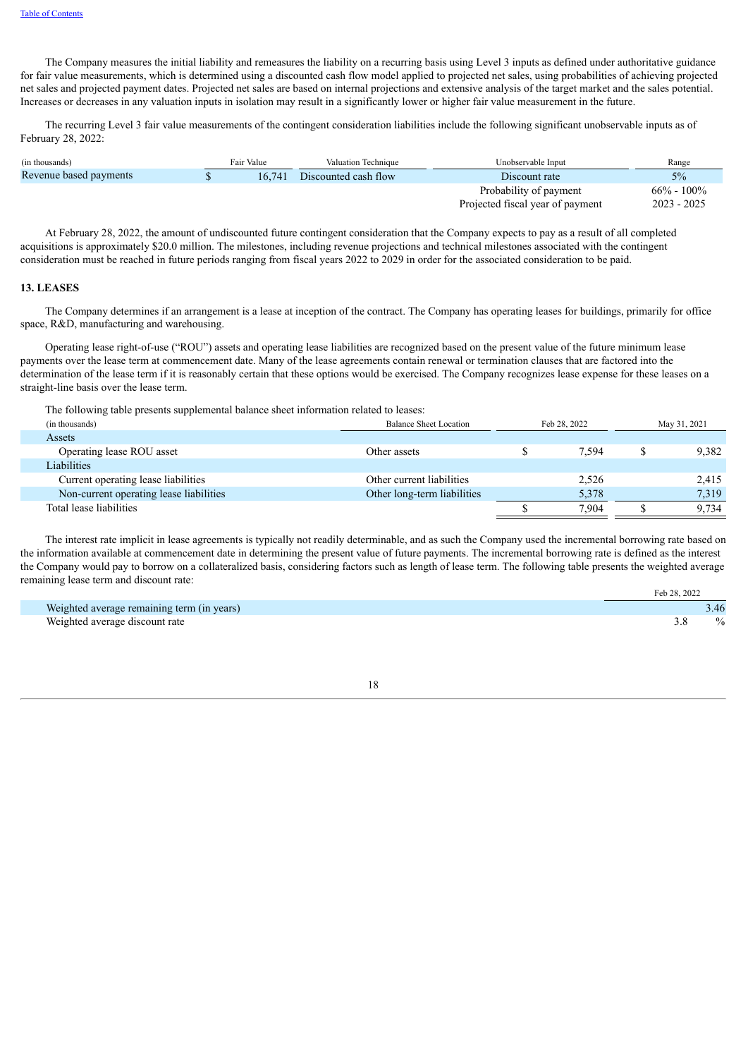The Company measures the initial liability and remeasures the liability on a recurring basis using Level 3 inputs as defined under authoritative guidance for fair value measurements, which is determined using a discounted cash flow model applied to projected net sales, using probabilities of achieving projected net sales and projected payment dates. Projected net sales are based on internal projections and extensive analysis of the target market and the sales potential. Increases or decreases in any valuation inputs in isolation may result in a significantly lower or higher fair value measurement in the future.

The recurring Level 3 fair value measurements of the contingent consideration liabilities include the following significant unobservable inputs as of February 28, 2022:

| (in thousands) | Fair Value | Valuation Technique | Unobservable Input | Range |
|---|---|---|---|---|
| Revenue based payments | $ 16,741 | Discounted cash flow | Discount rate | 5% |
| | | | Probability of payment | 66% - 100% |
| | | | Projected fiscal year of payment | 2023 - 2025 |

At February 28, 2022, the amount of undiscounted future contingent consideration that the Company expects to pay as a result of all completed acquisitions is approximately $20.0 million. The milestones, including revenue projections and technical milestones associated with the contingent consideration must be reached in future periods ranging from fiscal years 2022 to 2029 in order for the associated consideration to be paid.

## 13. LEASES

The Company determines if an arrangement is a lease at inception of the contract. The Company has operating leases for buildings, primarily for office space, R&D, manufacturing and warehousing.

Operating lease right-of-use ("ROU") assets and operating lease liabilities are recognized based on the present value of the future minimum lease payments over the lease term at commencement date. Many of the lease agreements contain renewal or termination clauses that are factored into the determination of the lease term if it is reasonably certain that these options would be exercised. The Company recognizes lease expense for these leases on a straight-line basis over the lease term.

The following table presents supplemental balance sheet information related to leases:

| (in thousands) | Balance Sheet Location | Feb 28, 2022 | May 31, 2021 |
|---|---|---|---|
| Assets | | | |
| Operating lease ROU asset | Other assets | $ 7,594 | $ 9,382 |
| Liabilities | | | |
| Current operating lease liabilities | Other current liabilities | 2,526 | 2,415 |
| Non-current operating lease liabilities | Other long-term liabilities | 5,378 | 7,319 |
| Total lease liabilities | | $ 7,904 | $ 9,734 |

The interest rate implicit in lease agreements is typically not readily determinable, and as such the Company used the incremental borrowing rate based on the information available at commencement date in determining the present value of future payments. The incremental borrowing rate is defined as the interest the Company would pay to borrow on a collateralized basis, considering factors such as length of lease term. The following table presents the weighted average remaining lease term and discount rate:

| | Feb 28, 2022 |
|---|---|
| Weighted average remaining term (in years) | 3.46 |
| Weighted average discount rate | 3.8 % |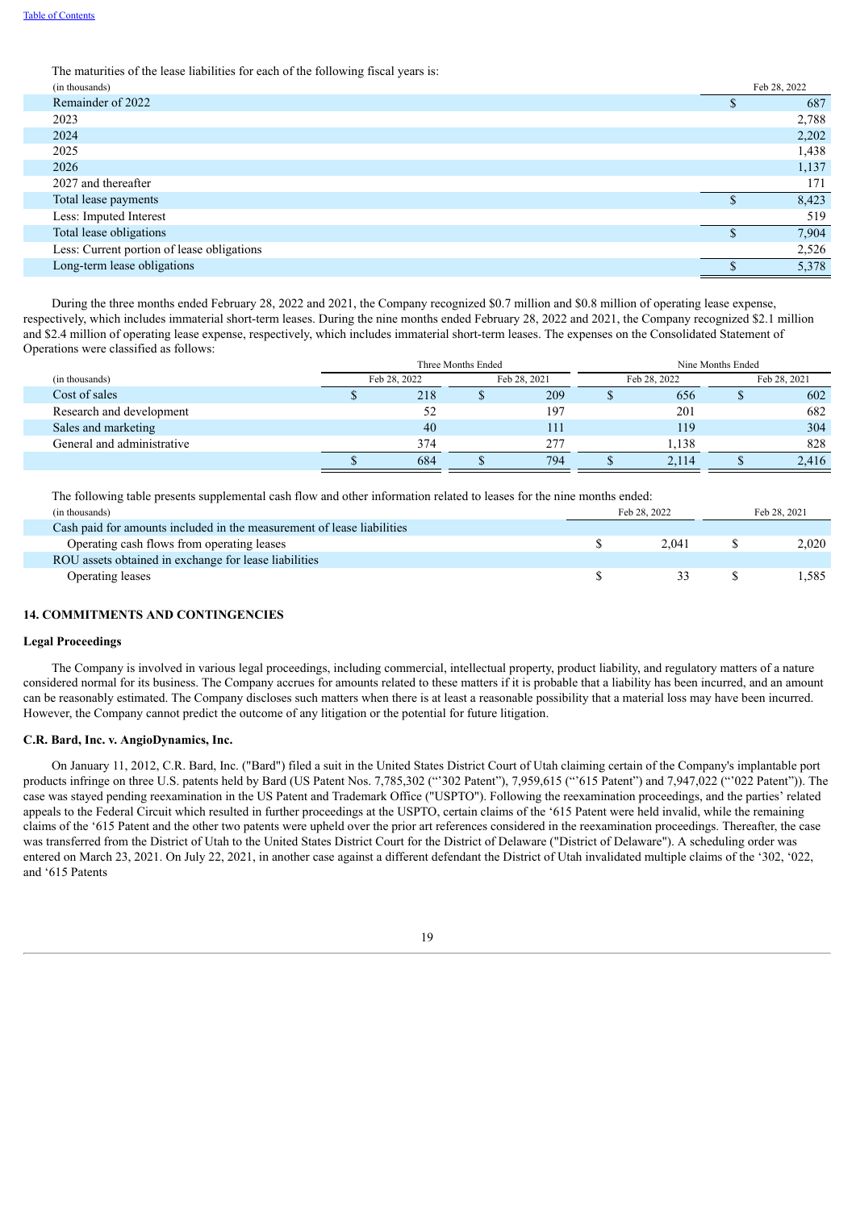The maturities of the lease liabilities for each of the following fiscal years is:

| (in thousands) | Feb 28, 2022 |
|---|---|
| Remainder of 2022 | $ 687 |
| 2023 | 2,788 |
| 2024 | 2,202 |
| 2025 | 1,438 |
| 2026 | 1,137 |
| 2027 and thereafter | 171 |
| Total lease payments | $ 8,423 |
| Less: Imputed Interest | 519 |
| Total lease obligations | $ 7,904 |
| Less: Current portion of lease obligations | 2,526 |
| Long-term lease obligations | $ 5,378 |

During the three months ended February 28, 2022 and 2021, the Company recognized $0.7 million and $0.8 million of operating lease expense, respectively, which includes immaterial short-term leases. During the nine months ended February 28, 2022 and 2021, the Company recognized $2.1 million and $2.4 million of operating lease expense, respectively, which includes immaterial short-term leases. The expenses on the Consolidated Statement of Operations were classified as follows:

| | Three Months Ended | | Nine Months Ended | |
|---|---|---|---|---|
| (in thousands) | Feb 28, 2022 | Feb 28, 2021 | Feb 28, 2022 | Feb 28, 2021 |
| Cost of sales | $ 218 | $ 209 | $ 656 | $ 602 |
| Research and development | 52 | 197 | 201 | 682 |
| Sales and marketing | 40 | 111 | 119 | 304 |
| General and administrative | 374 | 277 | 1,138 | 828 |
| | $ 684 | $ 794 | $ 2,114 | $ 2,416 |

The following table presents supplemental cash flow and other information related to leases for the nine months ended:

| (in thousands) | Feb 28, 2022 | Feb 28, 2021 |
|---|---|---|
| Cash paid for amounts included in the measurement of lease liabilities | | |
| Operating cash flows from operating leases | $ 2,041 | $ 2,020 |
| ROU assets obtained in exchange for lease liabilities | | |
| Operating leases | $ 33 | $ 1,585 |

## 14. COMMITMENTS AND CONTINGENCIES

### Legal Proceedings

The Company is involved in various legal proceedings, including commercial, intellectual property, product liability, and regulatory matters of a nature considered normal for its business. The Company accrues for amounts related to these matters if it is probable that a liability has been incurred, and an amount can be reasonably estimated. The Company discloses such matters when there is at least a reasonable possibility that a material loss may have been incurred. However, the Company cannot predict the outcome of any litigation or the potential for future litigation.

### C.R. Bard, Inc. v. AngioDynamics, Inc.

On January 11, 2012, C.R. Bard, Inc. ("Bard") filed a suit in the United States District Court of Utah claiming certain of the Company's implantable port products infringe on three U.S. patents held by Bard (US Patent Nos. 7,785,302 ("'302 Patent"), 7,959,615 ("'615 Patent") and 7,947,022 ("'022 Patent")). The case was stayed pending reexamination in the US Patent and Trademark Office ("USPTO"). Following the reexamination proceedings, and the parties' related appeals to the Federal Circuit which resulted in further proceedings at the USPTO, certain claims of the '615 Patent were held invalid, while the remaining claims of the '615 Patent and the other two patents were upheld over the prior art references considered in the reexamination proceedings. Thereafter, the case was transferred from the District of Utah to the United States District Court for the District of Delaware ("District of Delaware"). A scheduling order was entered on March 23, 2021. On July 22, 2021, in another case against a different defendant the District of Utah invalidated multiple claims of the '302, '022, and '615 Patents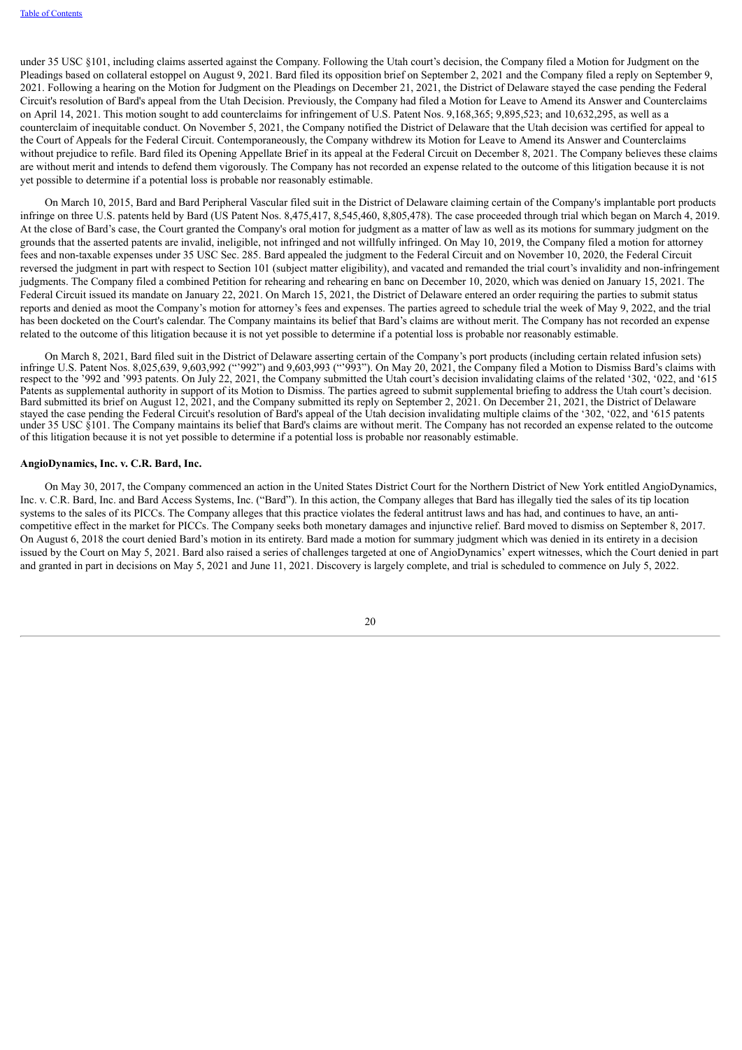under 35 USC §101, including claims asserted against the Company. Following the Utah court's decision, the Company filed a Motion for Judgment on the Pleadings based on collateral estoppel on August 9, 2021. Bard filed its opposition brief on September 2, 2021 and the Company filed a reply on September 9, 2021. Following a hearing on the Motion for Judgment on the Pleadings on December 21, 2021, the District of Delaware stayed the case pending the Federal Circuit's resolution of Bard's appeal from the Utah Decision. Previously, the Company had filed a Motion for Leave to Amend its Answer and Counterclaims on April 14, 2021. This motion sought to add counterclaims for infringement of U.S. Patent Nos. 9,168,365; 9,895,523; and 10,632,295, as well as a counterclaim of inequitable conduct. On November 5, 2021, the Company notified the District of Delaware that the Utah decision was certified for appeal to the Court of Appeals for the Federal Circuit. Contemporaneously, the Company withdrew its Motion for Leave to Amend its Answer and Counterclaims without prejudice to refile. Bard filed its Opening Appellate Brief in its appeal at the Federal Circuit on December 8, 2021. The Company believes these claims are without merit and intends to defend them vigorously. The Company has not recorded an expense related to the outcome of this litigation because it is not yet possible to determine if a potential loss is probable nor reasonably estimable.

On March 10, 2015, Bard and Bard Peripheral Vascular filed suit in the District of Delaware claiming certain of the Company's implantable port products infringe on three U.S. patents held by Bard (US Patent Nos. 8,475,417, 8,545,460, 8,805,478). The case proceeded through trial which began on March 4, 2019. At the close of Bard's case, the Court granted the Company's oral motion for judgment as a matter of law as well as its motions for summary judgment on the grounds that the asserted patents are invalid, ineligible, not infringed and not willfully infringed. On May 10, 2019, the Company filed a motion for attorney fees and non-taxable expenses under 35 USC Sec. 285. Bard appealed the judgment to the Federal Circuit and on November 10, 2020, the Federal Circuit reversed the judgment in part with respect to Section 101 (subject matter eligibility), and vacated and remanded the trial court's invalidity and non-infringement judgments. The Company filed a combined Petition for rehearing and rehearing en banc on December 10, 2020, which was denied on January 15, 2021. The Federal Circuit issued its mandate on January 22, 2021. On March 15, 2021, the District of Delaware entered an order requiring the parties to submit status reports and denied as moot the Company's motion for attorney's fees and expenses. The parties agreed to schedule trial the week of May 9, 2022, and the trial has been docketed on the Court's calendar. The Company maintains its belief that Bard's claims are without merit. The Company has not recorded an expense related to the outcome of this litigation because it is not yet possible to determine if a potential loss is probable nor reasonably estimable.

On March 8, 2021, Bard filed suit in the District of Delaware asserting certain of the Company's port products (including certain related infusion sets) infringe U.S. Patent Nos. 8,025,639, 9,603,992 ("'992") and 9,603,993 ("'993"). On May 20, 2021, the Company filed a Motion to Dismiss Bard's claims with respect to the '992 and '993 patents. On July 22, 2021, the Company submitted the Utah court's decision invalidating claims of the related '302, '022, and '615 Patents as supplemental authority in support of its Motion to Dismiss. The parties agreed to submit supplemental briefing to address the Utah court's decision. Bard submitted its brief on August 12, 2021, and the Company submitted its reply on September 2, 2021. On December 21, 2021, the District of Delaware stayed the case pending the Federal Circuit's resolution of Bard's appeal of the Utah decision invalidating multiple claims of the '302, '022, and '615 patents under 35 USC §101. The Company maintains its belief that Bard's claims are without merit. The Company has not recorded an expense related to the outcome of this litigation because it is not yet possible to determine if a potential loss is probable nor reasonably estimable.

**AngioDynamics, Inc. v. C.R. Bard, Inc.**

On May 30, 2017, the Company commenced an action in the United States District Court for the Northern District of New York entitled AngioDynamics, Inc. v. C.R. Bard, Inc. and Bard Access Systems, Inc. ("Bard"). In this action, the Company alleges that Bard has illegally tied the sales of its tip location systems to the sales of its PICCs. The Company alleges that this practice violates the federal antitrust laws and has had, and continues to have, an anti-competitive effect in the market for PICCs. The Company seeks both monetary damages and injunctive relief. Bard moved to dismiss on September 8, 2017. On August 6, 2018 the court denied Bard's motion in its entirety. Bard made a motion for summary judgment which was denied in its entirety in a decision issued by the Court on May 5, 2021. Bard also raised a series of challenges targeted at one of AngioDynamics' expert witnesses, which the Court denied in part and granted in part in decisions on May 5, 2021 and June 11, 2021. Discovery is largely complete, and trial is scheduled to commence on July 5, 2022.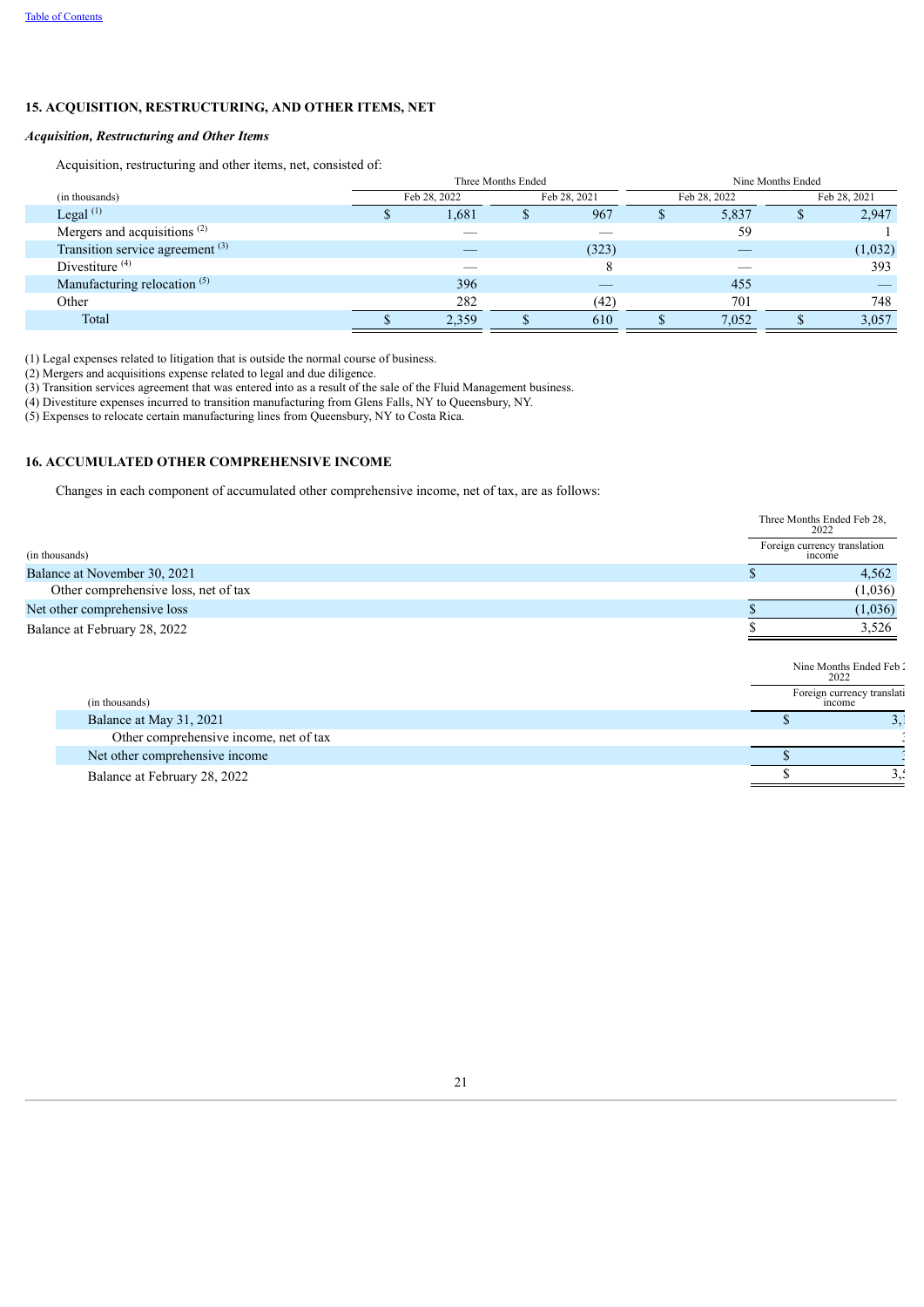## 15. ACQUISITION, RESTRUCTURING, AND OTHER ITEMS, NET

### *Acquisition, Restructuring and Other Items*

Acquisition, restructuring and other items, net, consisted of:

| (in thousands) | Three Months Ended Feb 28, 2022 | Three Months Ended Feb 28, 2021 | Nine Months Ended Feb 28, 2022 | Nine Months Ended Feb 28, 2021 |
|---|---|---|---|---|
| Legal [(1)] | $ 1,681 | $ 967 | $ 5,837 | $ 2,947 |
| Mergers and acquisitions [(2)] | — | — | 59 | 1 |
| Transition service agreement [(3)] | — | (323) | — | (1,032) |
| Divestiture [(4)] | — | 8 | — | 393 |
| Manufacturing relocation [(5)] | 396 | — | 455 | — |
| Other | 282 | (42) | 701 | 748 |
| Total | $ 2,359 | $ 610 | $ 7,052 | $ 3,057 |

(1) Legal expenses related to litigation that is outside the normal course of business.
(2) Mergers and acquisitions expense related to legal and due diligence.
(3) Transition services agreement that was entered into as a result of the sale of the Fluid Management business.
(4) Divestiture expenses incurred to transition manufacturing from Glens Falls, NY to Queensbury, NY.
(5) Expenses to relocate certain manufacturing lines from Queensbury, NY to Costa Rica.

## 16. ACCUMULATED OTHER COMPREHENSIVE INCOME

Changes in each component of accumulated other comprehensive income, net of tax, are as follows:

| (in thousands) | Three Months Ended Feb 28, 2022 — Foreign currency translation income |
|---|---|
| Balance at November 30, 2021 | $ 4,562 |
| Other comprehensive loss, net of tax | (1,036) |
| Net other comprehensive loss | $ (1,036) |
| Balance at February 28, 2022 | $ 3,526 |

| (in thousands) | Nine Months Ended Feb 28, 2022 — Foreign currency translation income |
|---|---|
| Balance at May 31, 2021 | $ 3,1 |
| Other comprehensive income, net of tax | |
| Net other comprehensive income | $ |
| Balance at February 28, 2022 | $ 3,5 |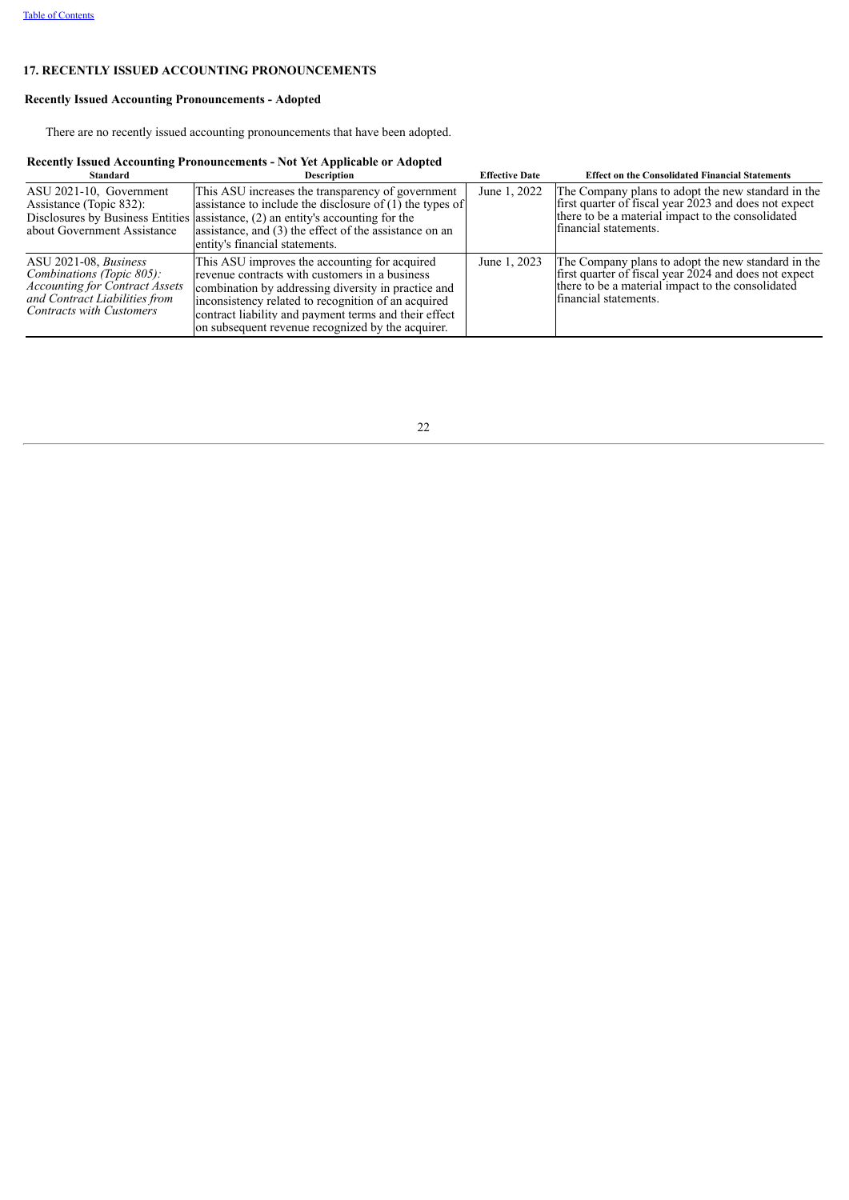## 17. RECENTLY ISSUED ACCOUNTING PRONOUNCEMENTS

### Recently Issued Accounting Pronouncements - Adopted

There are no recently issued accounting pronouncements that have been adopted.

### Recently Issued Accounting Pronouncements - Not Yet Applicable or Adopted

| Standard | Description | Effective Date | Effect on the Consolidated Financial Statements |
|---|---|---|---|
| ASU 2021-10, Government Assistance (Topic 832): Disclosures by Business Entities about Government Assistance | This ASU increases the transparency of government assistance to include the disclosure of (1) the types of assistance, (2) an entity's accounting for the assistance, and (3) the effect of the assistance on an entity's financial statements. | June 1, 2022 | The Company plans to adopt the new standard in the first quarter of fiscal year 2023 and does not expect there to be a material impact to the consolidated financial statements. |
| ASU 2021-08, *Business Combinations (Topic 805): Accounting for Contract Assets and Contract Liabilities from Contracts with Customers* | This ASU improves the accounting for acquired revenue contracts with customers in a business combination by addressing diversity in practice and inconsistency related to recognition of an acquired contract liability and payment terms and their effect on subsequent revenue recognized by the acquirer. | June 1, 2023 | The Company plans to adopt the new standard in the first quarter of fiscal year 2024 and does not expect there to be a material impact to the consolidated financial statements. |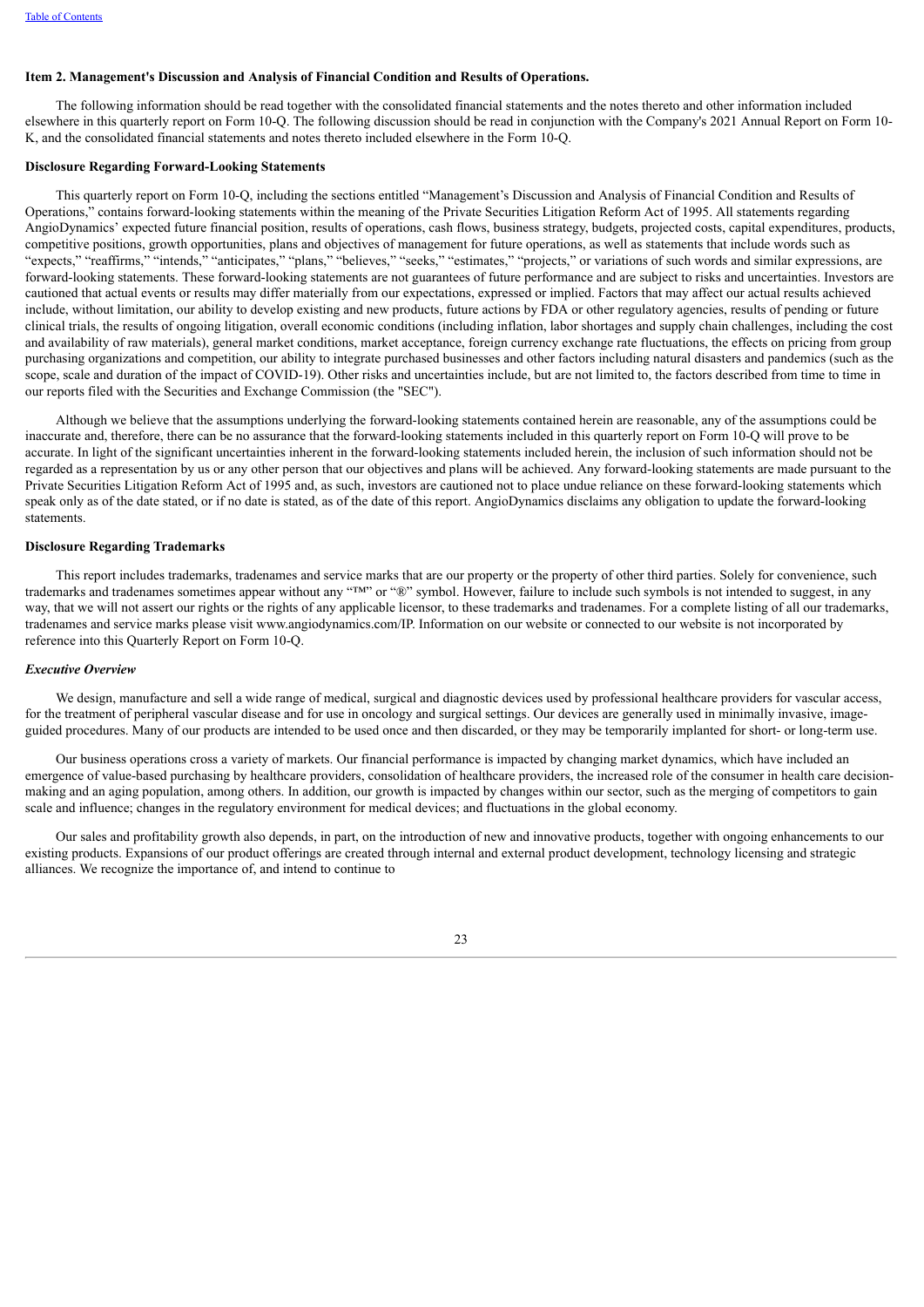**Item 2. Management's Discussion and Analysis of Financial Condition and Results of Operations.**

The following information should be read together with the consolidated financial statements and the notes thereto and other information included elsewhere in this quarterly report on Form 10-Q. The following discussion should be read in conjunction with the Company's 2021 Annual Report on Form 10-K, and the consolidated financial statements and notes thereto included elsewhere in the Form 10-Q.

**Disclosure Regarding Forward-Looking Statements**

This quarterly report on Form 10-Q, including the sections entitled "Management's Discussion and Analysis of Financial Condition and Results of Operations," contains forward-looking statements within the meaning of the Private Securities Litigation Reform Act of 1995. All statements regarding AngioDynamics' expected future financial position, results of operations, cash flows, business strategy, budgets, projected costs, capital expenditures, products, competitive positions, growth opportunities, plans and objectives of management for future operations, as well as statements that include words such as "expects," "reaffirms," "intends," "anticipates," "plans," "believes," "seeks," "estimates," "projects," or variations of such words and similar expressions, are forward-looking statements. These forward-looking statements are not guarantees of future performance and are subject to risks and uncertainties. Investors are cautioned that actual events or results may differ materially from our expectations, expressed or implied. Factors that may affect our actual results achieved include, without limitation, our ability to develop existing and new products, future actions by FDA or other regulatory agencies, results of pending or future clinical trials, the results of ongoing litigation, overall economic conditions (including inflation, labor shortages and supply chain challenges, including the cost and availability of raw materials), general market conditions, market acceptance, foreign currency exchange rate fluctuations, the effects on pricing from group purchasing organizations and competition, our ability to integrate purchased businesses and other factors including natural disasters and pandemics (such as the scope, scale and duration of the impact of COVID-19). Other risks and uncertainties include, but are not limited to, the factors described from time to time in our reports filed with the Securities and Exchange Commission (the "SEC").

Although we believe that the assumptions underlying the forward-looking statements contained herein are reasonable, any of the assumptions could be inaccurate and, therefore, there can be no assurance that the forward-looking statements included in this quarterly report on Form 10-Q will prove to be accurate. In light of the significant uncertainties inherent in the forward-looking statements included herein, the inclusion of such information should not be regarded as a representation by us or any other person that our objectives and plans will be achieved. Any forward-looking statements are made pursuant to the Private Securities Litigation Reform Act of 1995 and, as such, investors are cautioned not to place undue reliance on these forward-looking statements which speak only as of the date stated, or if no date is stated, as of the date of this report. AngioDynamics disclaims any obligation to update the forward-looking statements.

**Disclosure Regarding Trademarks**

This report includes trademarks, tradenames and service marks that are our property or the property of other third parties. Solely for convenience, such trademarks and tradenames sometimes appear without any "™" or "®" symbol. However, failure to include such symbols is not intended to suggest, in any way, that we will not assert our rights or the rights of any applicable licensor, to these trademarks and tradenames. For a complete listing of all our trademarks, tradenames and service marks please visit www.angiodynamics.com/IP. Information on our website or connected to our website is not incorporated by reference into this Quarterly Report on Form 10-Q.

***Executive Overview***

We design, manufacture and sell a wide range of medical, surgical and diagnostic devices used by professional healthcare providers for vascular access, for the treatment of peripheral vascular disease and for use in oncology and surgical settings. Our devices are generally used in minimally invasive, image-guided procedures. Many of our products are intended to be used once and then discarded, or they may be temporarily implanted for short- or long-term use.

Our business operations cross a variety of markets. Our financial performance is impacted by changing market dynamics, which have included an emergence of value-based purchasing by healthcare providers, consolidation of healthcare providers, the increased role of the consumer in health care decision-making and an aging population, among others. In addition, our growth is impacted by changes within our sector, such as the merging of competitors to gain scale and influence; changes in the regulatory environment for medical devices; and fluctuations in the global economy.

Our sales and profitability growth also depends, in part, on the introduction of new and innovative products, together with ongoing enhancements to our existing products. Expansions of our product offerings are created through internal and external product development, technology licensing and strategic alliances. We recognize the importance of, and intend to continue to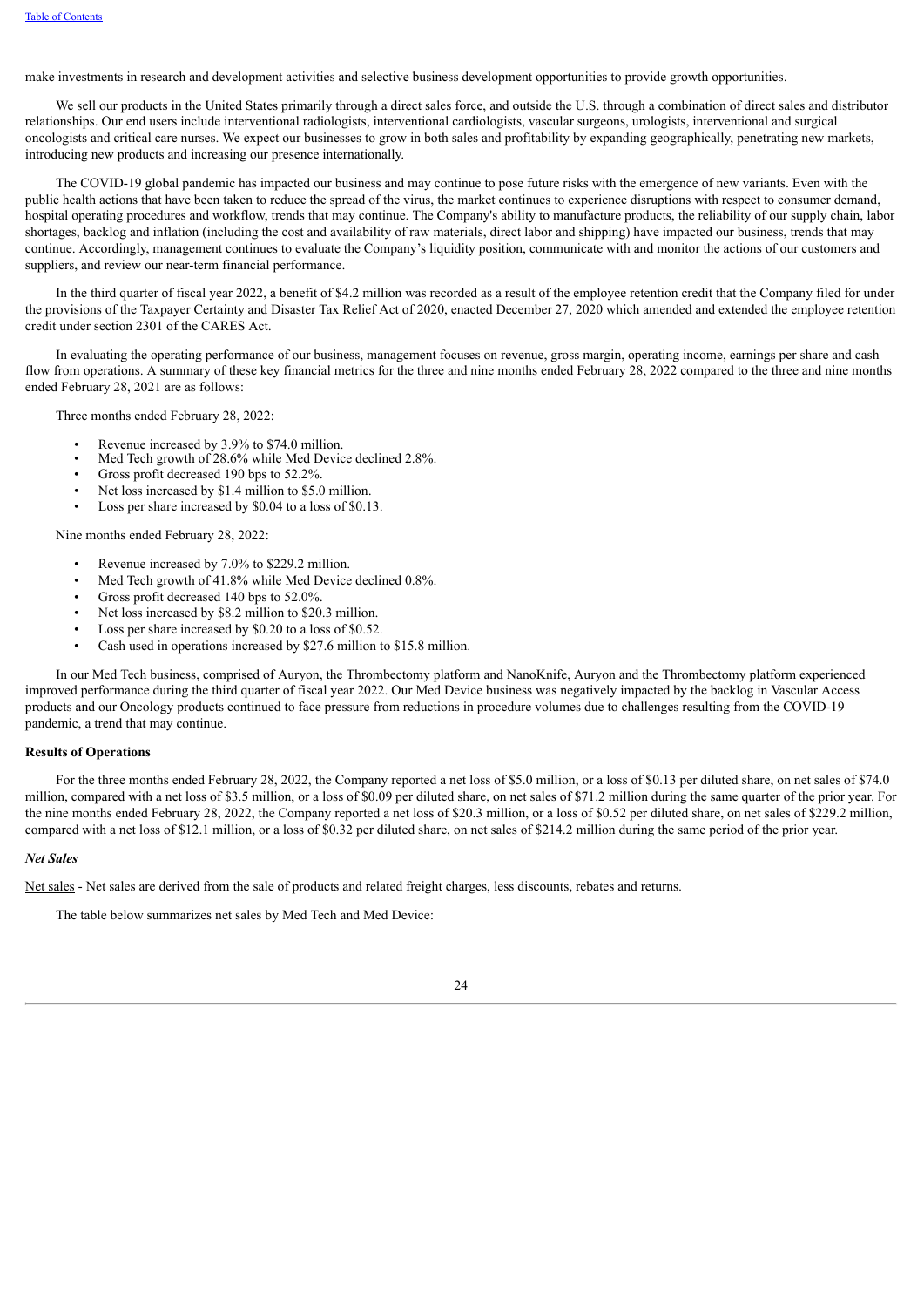make investments in research and development activities and selective business development opportunities to provide growth opportunities.

We sell our products in the United States primarily through a direct sales force, and outside the U.S. through a combination of direct sales and distributor relationships. Our end users include interventional radiologists, interventional cardiologists, vascular surgeons, urologists, interventional and surgical oncologists and critical care nurses. We expect our businesses to grow in both sales and profitability by expanding geographically, penetrating new markets, introducing new products and increasing our presence internationally.

The COVID-19 global pandemic has impacted our business and may continue to pose future risks with the emergence of new variants. Even with the public health actions that have been taken to reduce the spread of the virus, the market continues to experience disruptions with respect to consumer demand, hospital operating procedures and workflow, trends that may continue. The Company's ability to manufacture products, the reliability of our supply chain, labor shortages, backlog and inflation (including the cost and availability of raw materials, direct labor and shipping) have impacted our business, trends that may continue. Accordingly, management continues to evaluate the Company's liquidity position, communicate with and monitor the actions of our customers and suppliers, and review our near-term financial performance.

In the third quarter of fiscal year 2022, a benefit of $4.2 million was recorded as a result of the employee retention credit that the Company filed for under the provisions of the Taxpayer Certainty and Disaster Tax Relief Act of 2020, enacted December 27, 2020 which amended and extended the employee retention credit under section 2301 of the CARES Act.

In evaluating the operating performance of our business, management focuses on revenue, gross margin, operating income, earnings per share and cash flow from operations. A summary of these key financial metrics for the three and nine months ended February 28, 2022 compared to the three and nine months ended February 28, 2021 are as follows:

Three months ended February 28, 2022:

- Revenue increased by 3.9% to $74.0 million.
- Med Tech growth of 28.6% while Med Device declined 2.8%.
- Gross profit decreased 190 bps to 52.2%.
- Net loss increased by $1.4 million to $5.0 million.
- Loss per share increased by $0.04 to a loss of $0.13.

Nine months ended February 28, 2022:

- Revenue increased by 7.0% to $229.2 million.
- Med Tech growth of 41.8% while Med Device declined 0.8%.
- Gross profit decreased 140 bps to 52.0%.
- Net loss increased by $8.2 million to $20.3 million.
- Loss per share increased by $0.20 to a loss of $0.52.
- Cash used in operations increased by $27.6 million to $15.8 million.

In our Med Tech business, comprised of Auryon, the Thrombectomy platform and NanoKnife, Auryon and the Thrombectomy platform experienced improved performance during the third quarter of fiscal year 2022. Our Med Device business was negatively impacted by the backlog in Vascular Access products and our Oncology products continued to face pressure from reductions in procedure volumes due to challenges resulting from the COVID-19 pandemic, a trend that may continue.

**Results of Operations**

For the three months ended February 28, 2022, the Company reported a net loss of $5.0 million, or a loss of $0.13 per diluted share, on net sales of $74.0 million, compared with a net loss of $3.5 million, or a loss of $0.09 per diluted share, on net sales of $71.2 million during the same quarter of the prior year. For the nine months ended February 28, 2022, the Company reported a net loss of $20.3 million, or a loss of $0.52 per diluted share, on net sales of $229.2 million, compared with a net loss of $12.1 million, or a loss of $0.32 per diluted share, on net sales of $214.2 million during the same period of the prior year.

***Net Sales***

Net sales - Net sales are derived from the sale of products and related freight charges, less discounts, rebates and returns.

The table below summarizes net sales by Med Tech and Med Device: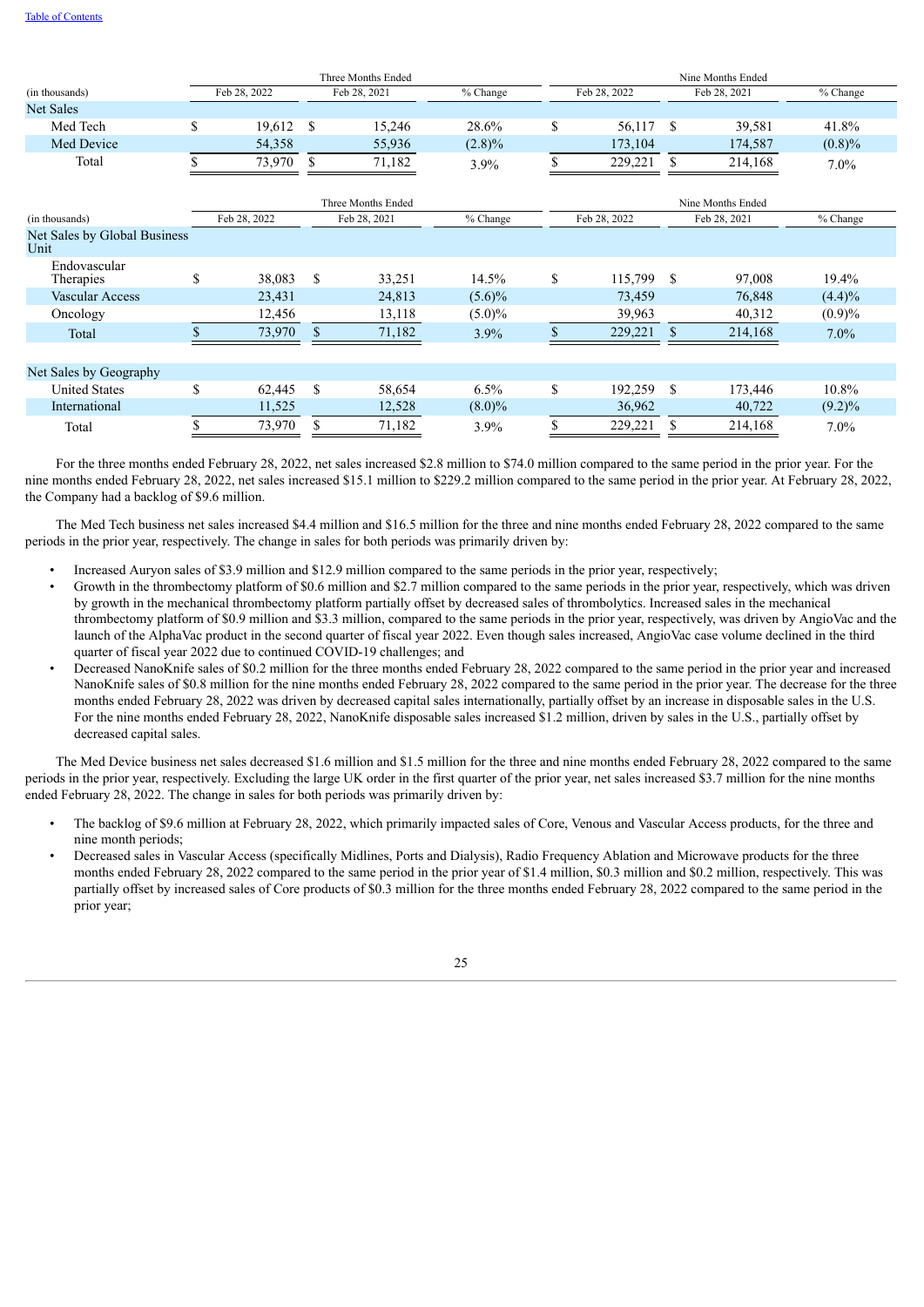| (in thousands) | Three Months Ended | | | Nine Months Ended | | |
|---|---|---|---|---|---|---|
| | Feb 28, 2022 | Feb 28, 2021 | % Change | Feb 28, 2022 | Feb 28, 2021 | % Change |
| Net Sales | | | | | | |
| Med Tech | $ 19,612 | $ 15,246 | 28.6% | $ 56,117 | $ 39,581 | 41.8% |
| Med Device | 54,358 | 55,936 | (2.8)% | 173,104 | 174,587 | (0.8)% |
| Total | $ 73,970 | $ 71,182 | 3.9% | $ 229,221 | $ 214,168 | 7.0% |

| (in thousands) | Three Months Ended | | | Nine Months Ended | | |
|---|---|---|---|---|---|---|
| | Feb 28, 2022 | Feb 28, 2021 | % Change | Feb 28, 2022 | Feb 28, 2021 | % Change |
| Net Sales by Global Business Unit | | | | | | |
| Endovascular Therapies | $ 38,083 | $ 33,251 | 14.5% | $ 115,799 | $ 97,008 | 19.4% |
| Vascular Access | 23,431 | 24,813 | (5.6)% | 73,459 | 76,848 | (4.4)% |
| Oncology | 12,456 | 13,118 | (5.0)% | 39,963 | 40,312 | (0.9)% |
| Total | $ 73,970 | $ 71,182 | 3.9% | $ 229,221 | $ 214,168 | 7.0% |
| | | | | | | |
| Net Sales by Geography | | | | | | |
| United States | $ 62,445 | $ 58,654 | 6.5% | $ 192,259 | $ 173,446 | 10.8% |
| International | 11,525 | 12,528 | (8.0)% | 36,962 | 40,722 | (9.2)% |
| Total | $ 73,970 | $ 71,182 | 3.9% | $ 229,221 | $ 214,168 | 7.0% |

For the three months ended February 28, 2022, net sales increased $2.8 million to $74.0 million compared to the same period in the prior year. For the nine months ended February 28, 2022, net sales increased $15.1 million to $229.2 million compared to the same period in the prior year. At February 28, 2022, the Company had a backlog of $9.6 million.

The Med Tech business net sales increased $4.4 million and $16.5 million for the three and nine months ended February 28, 2022 compared to the same periods in the prior year, respectively. The change in sales for both periods was primarily driven by:

- Increased Auryon sales of $3.9 million and $12.9 million compared to the same periods in the prior year, respectively;
- Growth in the thrombectomy platform of $0.6 million and $2.7 million compared to the same periods in the prior year, respectively, which was driven by growth in the mechanical thrombectomy platform partially offset by decreased sales of thrombolytics. Increased sales in the mechanical thrombectomy platform of $0.9 million and $3.3 million, compared to the same periods in the prior year, respectively, was driven by AngioVac and the launch of the AlphaVac product in the second quarter of fiscal year 2022. Even though sales increased, AngioVac case volume declined in the third quarter of fiscal year 2022 due to continued COVID-19 challenges; and
- Decreased NanoKnife sales of $0.2 million for the three months ended February 28, 2022 compared to the same period in the prior year and increased NanoKnife sales of $0.8 million for the nine months ended February 28, 2022 compared to the same period in the prior year. The decrease for the three months ended February 28, 2022 was driven by decreased capital sales internationally, partially offset by an increase in disposable sales in the U.S. For the nine months ended February 28, 2022, NanoKnife disposable sales increased $1.2 million, driven by sales in the U.S., partially offset by decreased capital sales.

The Med Device business net sales decreased $1.6 million and $1.5 million for the three and nine months ended February 28, 2022 compared to the same periods in the prior year, respectively. Excluding the large UK order in the first quarter of the prior year, net sales increased $3.7 million for the nine months ended February 28, 2022. The change in sales for both periods was primarily driven by:

- The backlog of $9.6 million at February 28, 2022, which primarily impacted sales of Core, Venous and Vascular Access products, for the three and nine month periods;
- Decreased sales in Vascular Access (specifically Midlines, Ports and Dialysis), Radio Frequency Ablation and Microwave products for the three months ended February 28, 2022 compared to the same period in the prior year of $1.4 million, $0.3 million and $0.2 million, respectively. This was partially offset by increased sales of Core products of $0.3 million for the three months ended February 28, 2022 compared to the same period in the prior year;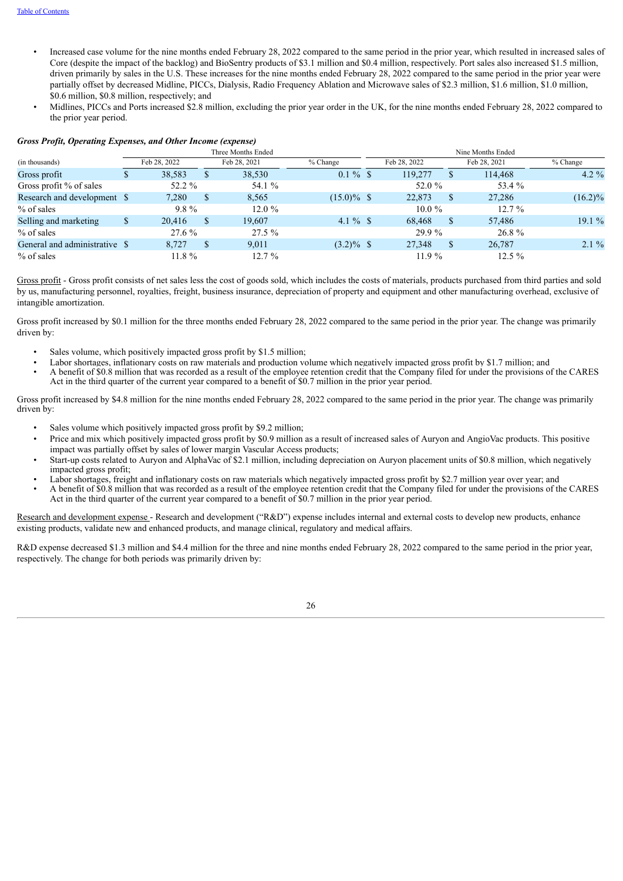- Increased case volume for the nine months ended February 28, 2022 compared to the same period in the prior year, which resulted in increased sales of Core (despite the impact of the backlog) and BioSentry products of $3.1 million and $0.4 million, respectively. Port sales also increased $1.5 million, driven primarily by sales in the U.S. These increases for the nine months ended February 28, 2022 compared to the same period in the prior year were partially offset by decreased Midline, PICCs, Dialysis, Radio Frequency Ablation and Microwave sales of $2.3 million, $1.6 million, $1.0 million, $0.6 million, $0.8 million, respectively; and
- Midlines, PICCs and Ports increased $2.8 million, excluding the prior year order in the UK, for the nine months ended February 28, 2022 compared to the prior year period.

***Gross Profit, Operating Expenses, and Other Income (expense)***

| | Three Months Ended | | | Nine Months Ended | | |
|---|---|---|---|---|---|---|
| (in thousands) | Feb 28, 2022 | Feb 28, 2021 | % Change | Feb 28, 2022 | Feb 28, 2021 | % Change |
| Gross profit | $ 38,583 | $ 38,530 | 0.1 % | $ 119,277 | $ 114,468 | 4.2 % |
| Gross profit % of sales | 52.2 % | 54.1 % | | 52.0 % | 53.4 % | |
| Research and development | $ 7,280 | $ 8,565 | (15.0)% | $ 22,873 | $ 27,286 | (16.2)% |
| % of sales | 9.8 % | 12.0 % | | 10.0 % | 12.7 % | |
| Selling and marketing | $ 20,416 | $ 19,607 | 4.1 % | $ 68,468 | $ 57,486 | 19.1 % |
| % of sales | 27.6 % | 27.5 % | | 29.9 % | 26.8 % | |
| General and administrative | $ 8,727 | $ 9,011 | (3.2)% | $ 27,348 | $ 26,787 | 2.1 % |
| % of sales | 11.8 % | 12.7 % | | 11.9 % | 12.5 % | |

Gross profit - Gross profit consists of net sales less the cost of goods sold, which includes the costs of materials, products purchased from third parties and sold by us, manufacturing personnel, royalties, freight, business insurance, depreciation of property and equipment and other manufacturing overhead, exclusive of intangible amortization.

Gross profit increased by $0.1 million for the three months ended February 28, 2022 compared to the same period in the prior year. The change was primarily driven by:

- Sales volume, which positively impacted gross profit by $1.5 million;
- Labor shortages, inflationary costs on raw materials and production volume which negatively impacted gross profit by $1.7 million; and
- A benefit of $0.8 million that was recorded as a result of the employee retention credit that the Company filed for under the provisions of the CARES Act in the third quarter of the current year compared to a benefit of $0.7 million in the prior year period.

Gross profit increased by $4.8 million for the nine months ended February 28, 2022 compared to the same period in the prior year. The change was primarily driven by:

- Sales volume which positively impacted gross profit by $9.2 million;
- Price and mix which positively impacted gross profit by $0.9 million as a result of increased sales of Auryon and AngioVac products. This positive impact was partially offset by sales of lower margin Vascular Access products;
- Start-up costs related to Auryon and AlphaVac of $2.1 million, including depreciation on Auryon placement units of $0.8 million, which negatively impacted gross profit;
- Labor shortages, freight and inflationary costs on raw materials which negatively impacted gross profit by $2.7 million year over year; and
- A benefit of $0.8 million that was recorded as a result of the employee retention credit that the Company filed for under the provisions of the CARES Act in the third quarter of the current year compared to a benefit of $0.7 million in the prior year period.

Research and development expense - Research and development ("R&D") expense includes internal and external costs to develop new products, enhance existing products, validate new and enhanced products, and manage clinical, regulatory and medical affairs.

R&D expense decreased $1.3 million and $4.4 million for the three and nine months ended February 28, 2022 compared to the same period in the prior year, respectively. The change for both periods was primarily driven by: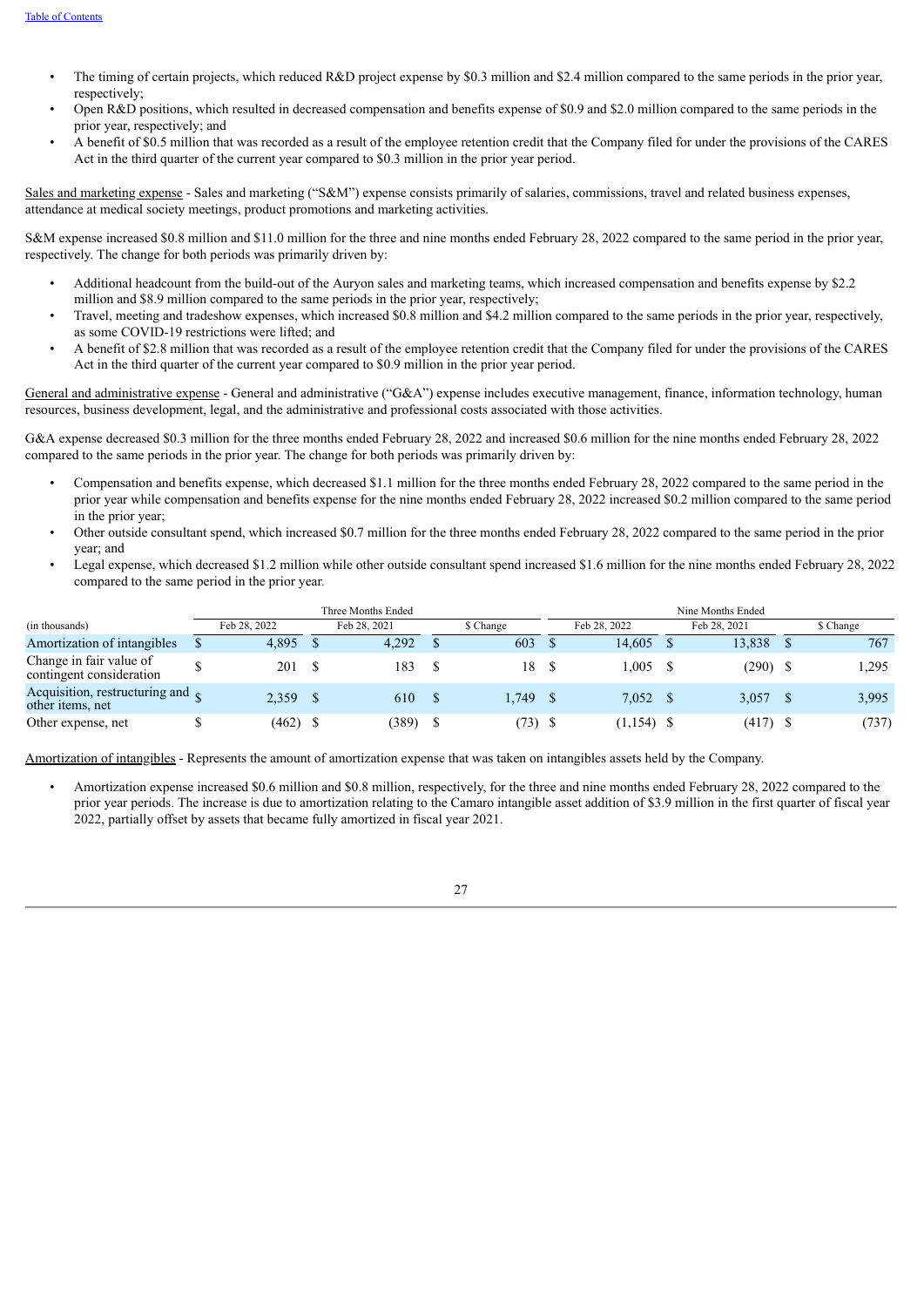- The timing of certain projects, which reduced R&D project expense by $0.3 million and $2.4 million compared to the same periods in the prior year, respectively;
- Open R&D positions, which resulted in decreased compensation and benefits expense of $0.9 and $2.0 million compared to the same periods in the prior year, respectively; and
- A benefit of $0.5 million that was recorded as a result of the employee retention credit that the Company filed for under the provisions of the CARES Act in the third quarter of the current year compared to $0.3 million in the prior year period.

Sales and marketing expense - Sales and marketing ("S&M") expense consists primarily of salaries, commissions, travel and related business expenses, attendance at medical society meetings, product promotions and marketing activities.

S&M expense increased $0.8 million and $11.0 million for the three and nine months ended February 28, 2022 compared to the same period in the prior year, respectively. The change for both periods was primarily driven by:

- Additional headcount from the build-out of the Auryon sales and marketing teams, which increased compensation and benefits expense by $2.2 million and $8.9 million compared to the same periods in the prior year, respectively;
- Travel, meeting and tradeshow expenses, which increased $0.8 million and $4.2 million compared to the same periods in the prior year, respectively, as some COVID-19 restrictions were lifted; and
- A benefit of $2.8 million that was recorded as a result of the employee retention credit that the Company filed for under the provisions of the CARES Act in the third quarter of the current year compared to $0.9 million in the prior year period.

General and administrative expense - General and administrative ("G&A") expense includes executive management, finance, information technology, human resources, business development, legal, and the administrative and professional costs associated with those activities.

G&A expense decreased $0.3 million for the three months ended February 28, 2022 and increased $0.6 million for the nine months ended February 28, 2022 compared to the same periods in the prior year. The change for both periods was primarily driven by:

- Compensation and benefits expense, which decreased $1.1 million for the three months ended February 28, 2022 compared to the same period in the prior year while compensation and benefits expense for the nine months ended February 28, 2022 increased $0.2 million compared to the same period in the prior year;
- Other outside consultant spend, which increased $0.7 million for the three months ended February 28, 2022 compared to the same period in the prior year; and
- Legal expense, which decreased $1.2 million while other outside consultant spend increased $1.6 million for the nine months ended February 28, 2022 compared to the same period in the prior year.

| | Three Months Ended | | | Nine Months Ended | | |
|---|---|---|---|---|---|---|
| (in thousands) | Feb 28, 2022 | Feb 28, 2021 | $ Change | Feb 28, 2022 | Feb 28, 2021 | $ Change |
| Amortization of intangibles | $ 4,895 | $ 4,292 | $ 603 | $ 14,605 | $ 13,838 | $ 767 |
| Change in fair value of contingent consideration | $ 201 | $ 183 | $ 18 | $ 1,005 | $ (290) | $ 1,295 |
| Acquisition, restructuring and other items, net | $ 2,359 | $ 610 | $ 1,749 | $ 7,052 | $ 3,057 | $ 3,995 |
| Other expense, net | $ (462) | $ (389) | $ (73) | $ (1,154) | $ (417) | $ (737) |

Amortization of intangibles - Represents the amount of amortization expense that was taken on intangibles assets held by the Company.

- Amortization expense increased $0.6 million and $0.8 million, respectively, for the three and nine months ended February 28, 2022 compared to the prior year periods. The increase is due to amortization relating to the Camaro intangible asset addition of $3.9 million in the first quarter of fiscal year 2022, partially offset by assets that became fully amortized in fiscal year 2021.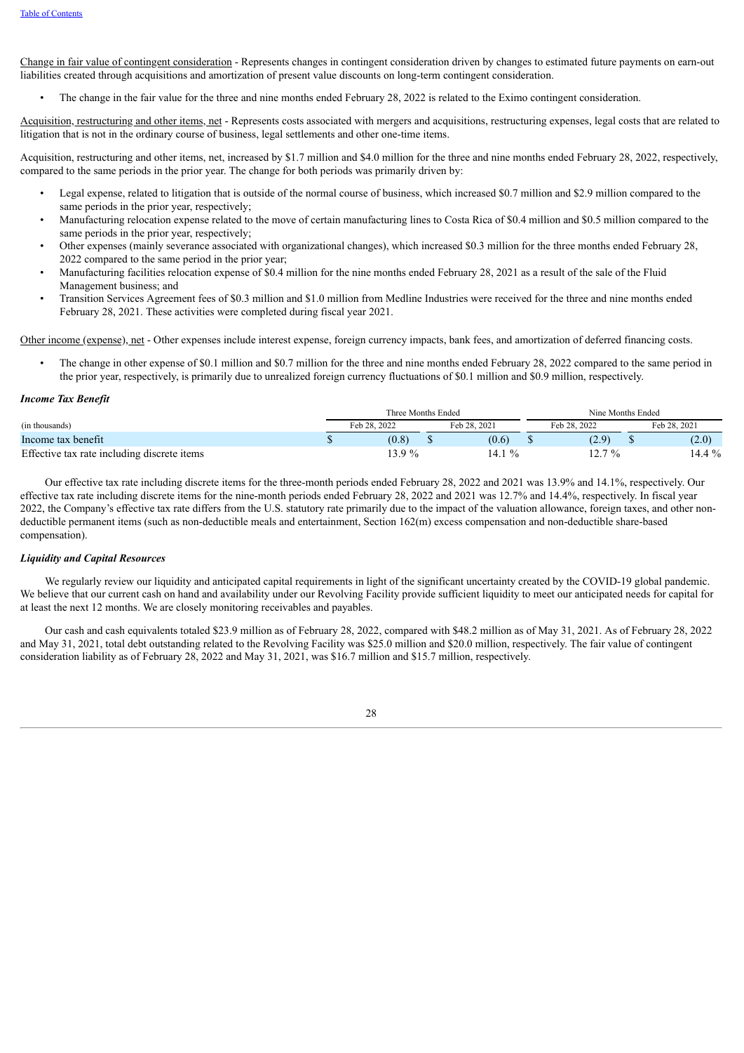Change in fair value of contingent consideration - Represents changes in contingent consideration driven by changes to estimated future payments on earn-out liabilities created through acquisitions and amortization of present value discounts on long-term contingent consideration.

- The change in the fair value for the three and nine months ended February 28, 2022 is related to the Eximo contingent consideration.

Acquisition, restructuring and other items, net - Represents costs associated with mergers and acquisitions, restructuring expenses, legal costs that are related to litigation that is not in the ordinary course of business, legal settlements and other one-time items.

Acquisition, restructuring and other items, net, increased by $1.7 million and $4.0 million for the three and nine months ended February 28, 2022, respectively, compared to the same periods in the prior year. The change for both periods was primarily driven by:

- Legal expense, related to litigation that is outside of the normal course of business, which increased $0.7 million and $2.9 million compared to the same periods in the prior year, respectively;
- Manufacturing relocation expense related to the move of certain manufacturing lines to Costa Rica of $0.4 million and $0.5 million compared to the same periods in the prior year, respectively;
- Other expenses (mainly severance associated with organizational changes), which increased $0.3 million for the three months ended February 28, 2022 compared to the same period in the prior year;
- Manufacturing facilities relocation expense of $0.4 million for the nine months ended February 28, 2021 as a result of the sale of the Fluid Management business; and
- Transition Services Agreement fees of $0.3 million and $1.0 million from Medline Industries were received for the three and nine months ended February 28, 2021. These activities were completed during fiscal year 2021.

Other income (expense), net - Other expenses include interest expense, foreign currency impacts, bank fees, and amortization of deferred financing costs.

- The change in other expense of $0.1 million and $0.7 million for the three and nine months ended February 28, 2022 compared to the same period in the prior year, respectively, is primarily due to unrealized foreign currency fluctuations of $0.1 million and $0.9 million, respectively.

***Income Tax Benefit***

| | Three Months Ended | | Nine Months Ended | |
|---|---|---|---|---|
| (in thousands) | Feb 28, 2022 | Feb 28, 2021 | Feb 28, 2022 | Feb 28, 2021 |
| Income tax benefit | $ (0.8) | $ (0.6) | $ (2.9) | $ (2.0) |
| Effective tax rate including discrete items | 13.9 % | 14.1 % | 12.7 % | 14.4 % |

Our effective tax rate including discrete items for the three-month periods ended February 28, 2022 and 2021 was 13.9% and 14.1%, respectively. Our effective tax rate including discrete items for the nine-month periods ended February 28, 2022 and 2021 was 12.7% and 14.4%, respectively. In fiscal year 2022, the Company's effective tax rate differs from the U.S. statutory rate primarily due to the impact of the valuation allowance, foreign taxes, and other non-deductible permanent items (such as non-deductible meals and entertainment, Section 162(m) excess compensation and non-deductible share-based compensation).

***Liquidity and Capital Resources***

We regularly review our liquidity and anticipated capital requirements in light of the significant uncertainty created by the COVID-19 global pandemic. We believe that our current cash on hand and availability under our Revolving Facility provide sufficient liquidity to meet our anticipated needs for capital for at least the next 12 months. We are closely monitoring receivables and payables.

Our cash and cash equivalents totaled $23.9 million as of February 28, 2022, compared with $48.2 million as of May 31, 2021. As of February 28, 2022 and May 31, 2021, total debt outstanding related to the Revolving Facility was $25.0 million and $20.0 million, respectively. The fair value of contingent consideration liability as of February 28, 2022 and May 31, 2021, was $16.7 million and $15.7 million, respectively.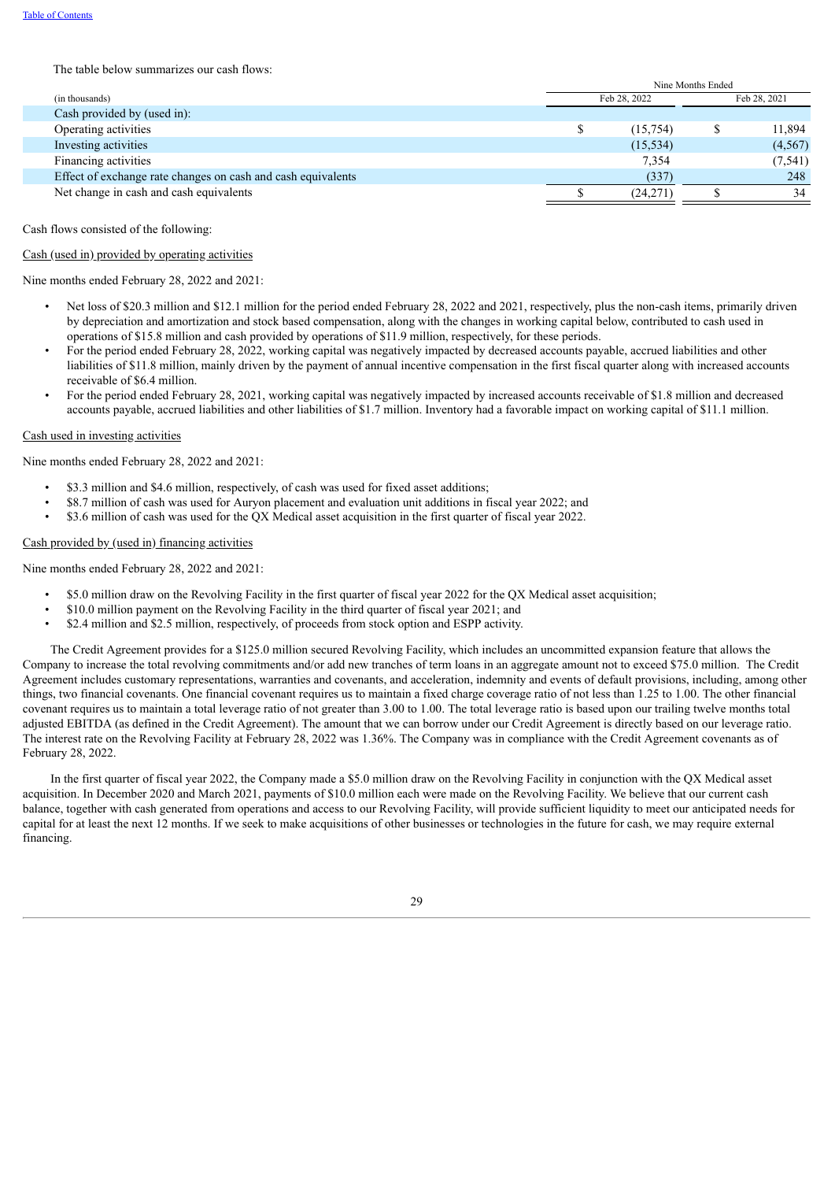The table below summarizes our cash flows:

| (in thousands) | Nine Months Ended | |
|---|---|---|
| | Feb 28, 2022 | Feb 28, 2021 |
| Cash provided by (used in): | | |
| Operating activities | $ (15,754) | $ 11,894 |
| Investing activities | (15,534) | (4,567) |
| Financing activities | 7,354 | (7,541) |
| Effect of exchange rate changes on cash and cash equivalents | (337) | 248 |
| Net change in cash and cash equivalents | $ (24,271) | $ 34 |

Cash flows consisted of the following:

Cash (used in) provided by operating activities

Nine months ended February 28, 2022 and 2021:

- Net loss of $20.3 million and $12.1 million for the period ended February 28, 2022 and 2021, respectively, plus the non-cash items, primarily driven by depreciation and amortization and stock based compensation, along with the changes in working capital below, contributed to cash used in operations of $15.8 million and cash provided by operations of $11.9 million, respectively, for these periods.
- For the period ended February 28, 2022, working capital was negatively impacted by decreased accounts payable, accrued liabilities and other liabilities of $11.8 million, mainly driven by the payment of annual incentive compensation in the first fiscal quarter along with increased accounts receivable of $6.4 million.
- For the period ended February 28, 2021, working capital was negatively impacted by increased accounts receivable of $1.8 million and decreased accounts payable, accrued liabilities and other liabilities of $1.7 million. Inventory had a favorable impact on working capital of $11.1 million.

Cash used in investing activities

Nine months ended February 28, 2022 and 2021:

- $3.3 million and $4.6 million, respectively, of cash was used for fixed asset additions;
- $8.7 million of cash was used for Auryon placement and evaluation unit additions in fiscal year 2022; and
- $3.6 million of cash was used for the QX Medical asset acquisition in the first quarter of fiscal year 2022.

Cash provided by (used in) financing activities

Nine months ended February 28, 2022 and 2021:

- $5.0 million draw on the Revolving Facility in the first quarter of fiscal year 2022 for the QX Medical asset acquisition;
- $10.0 million payment on the Revolving Facility in the third quarter of fiscal year 2021; and
- $2.4 million and $2.5 million, respectively, of proceeds from stock option and ESPP activity.

The Credit Agreement provides for a $125.0 million secured Revolving Facility, which includes an uncommitted expansion feature that allows the Company to increase the total revolving commitments and/or add new tranches of term loans in an aggregate amount not to exceed $75.0 million. The Credit Agreement includes customary representations, warranties and covenants, and acceleration, indemnity and events of default provisions, including, among other things, two financial covenants. One financial covenant requires us to maintain a fixed charge coverage ratio of not less than 1.25 to 1.00. The other financial covenant requires us to maintain a total leverage ratio of not greater than 3.00 to 1.00. The total leverage ratio is based upon our trailing twelve months total adjusted EBITDA (as defined in the Credit Agreement). The amount that we can borrow under our Credit Agreement is directly based on our leverage ratio. The interest rate on the Revolving Facility at February 28, 2022 was 1.36%. The Company was in compliance with the Credit Agreement covenants as of February 28, 2022.

In the first quarter of fiscal year 2022, the Company made a $5.0 million draw on the Revolving Facility in conjunction with the QX Medical asset acquisition. In December 2020 and March 2021, payments of $10.0 million each were made on the Revolving Facility. We believe that our current cash balance, together with cash generated from operations and access to our Revolving Facility, will provide sufficient liquidity to meet our anticipated needs for capital for at least the next 12 months. If we seek to make acquisitions of other businesses or technologies in the future for cash, we may require external financing.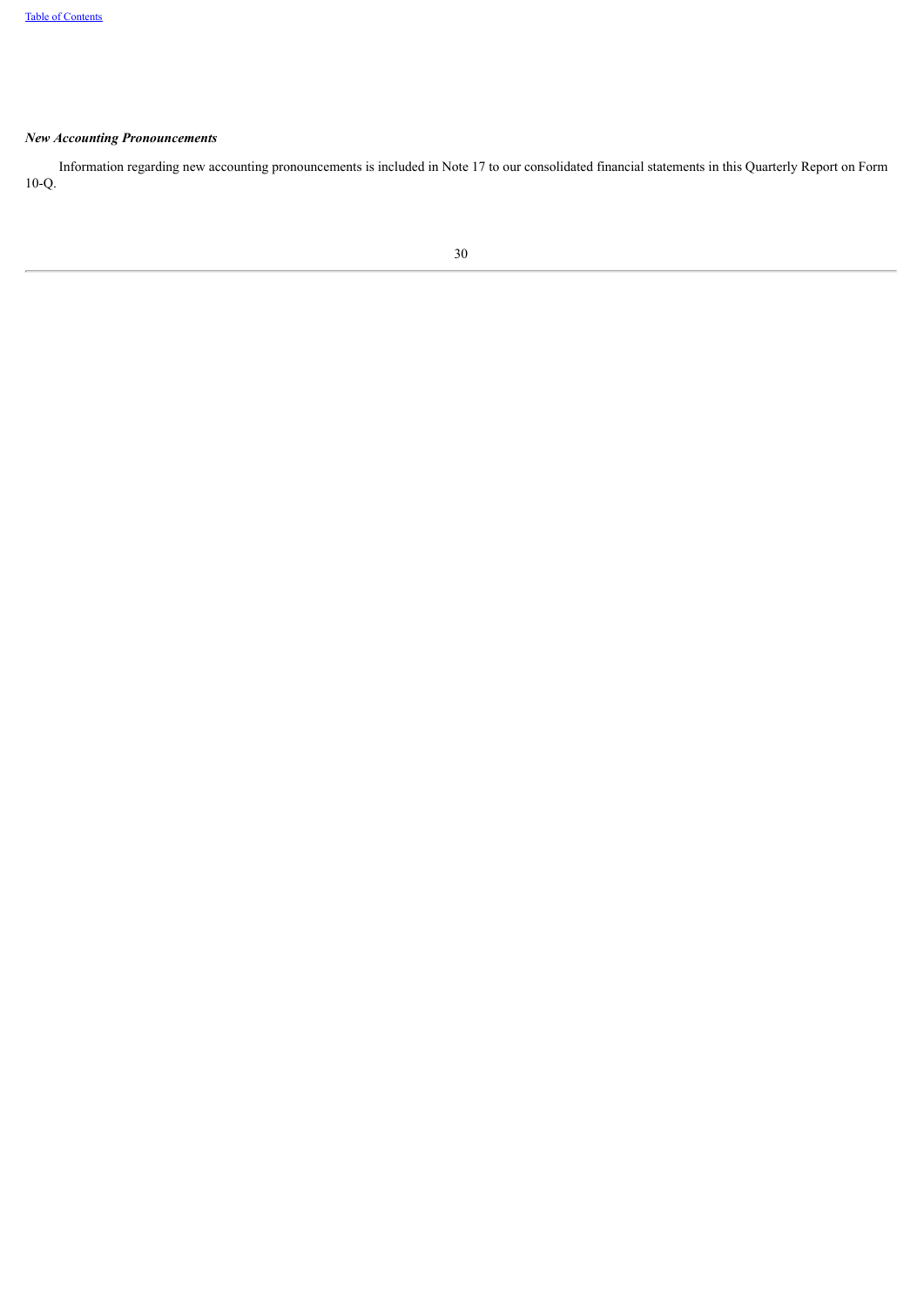### *New Accounting Pronouncements*

Information regarding new accounting pronouncements is included in Note 17 to our consolidated financial statements in this Quarterly Report on Form 10-Q.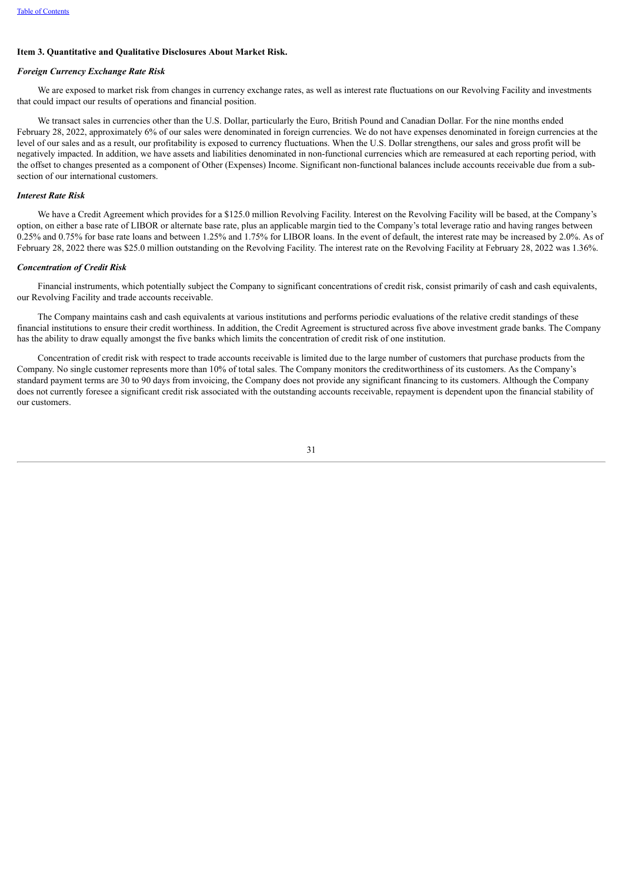## Item 3. Quantitative and Qualitative Disclosures About Market Risk.

### *Foreign Currency Exchange Rate Risk*

We are exposed to market risk from changes in currency exchange rates, as well as interest rate fluctuations on our Revolving Facility and investments that could impact our results of operations and financial position.

We transact sales in currencies other than the U.S. Dollar, particularly the Euro, British Pound and Canadian Dollar. For the nine months ended February 28, 2022, approximately 6% of our sales were denominated in foreign currencies. We do not have expenses denominated in foreign currencies at the level of our sales and as a result, our profitability is exposed to currency fluctuations. When the U.S. Dollar strengthens, our sales and gross profit will be negatively impacted. In addition, we have assets and liabilities denominated in non-functional currencies which are remeasured at each reporting period, with the offset to changes presented as a component of Other (Expenses) Income. Significant non-functional balances include accounts receivable due from a sub-section of our international customers.

### *Interest Rate Risk*

We have a Credit Agreement which provides for a $125.0 million Revolving Facility. Interest on the Revolving Facility will be based, at the Company's option, on either a base rate of LIBOR or alternate base rate, plus an applicable margin tied to the Company's total leverage ratio and having ranges between 0.25% and 0.75% for base rate loans and between 1.25% and 1.75% for LIBOR loans. In the event of default, the interest rate may be increased by 2.0%. As of February 28, 2022 there was $25.0 million outstanding on the Revolving Facility. The interest rate on the Revolving Facility at February 28, 2022 was 1.36%.

### *Concentration of Credit Risk*

Financial instruments, which potentially subject the Company to significant concentrations of credit risk, consist primarily of cash and cash equivalents, our Revolving Facility and trade accounts receivable.

The Company maintains cash and cash equivalents at various institutions and performs periodic evaluations of the relative credit standings of these financial institutions to ensure their credit worthiness. In addition, the Credit Agreement is structured across five above investment grade banks. The Company has the ability to draw equally amongst the five banks which limits the concentration of credit risk of one institution.

Concentration of credit risk with respect to trade accounts receivable is limited due to the large number of customers that purchase products from the Company. No single customer represents more than 10% of total sales. The Company monitors the creditworthiness of its customers. As the Company's standard payment terms are 30 to 90 days from invoicing, the Company does not provide any significant financing to its customers. Although the Company does not currently foresee a significant credit risk associated with the outstanding accounts receivable, repayment is dependent upon the financial stability of our customers.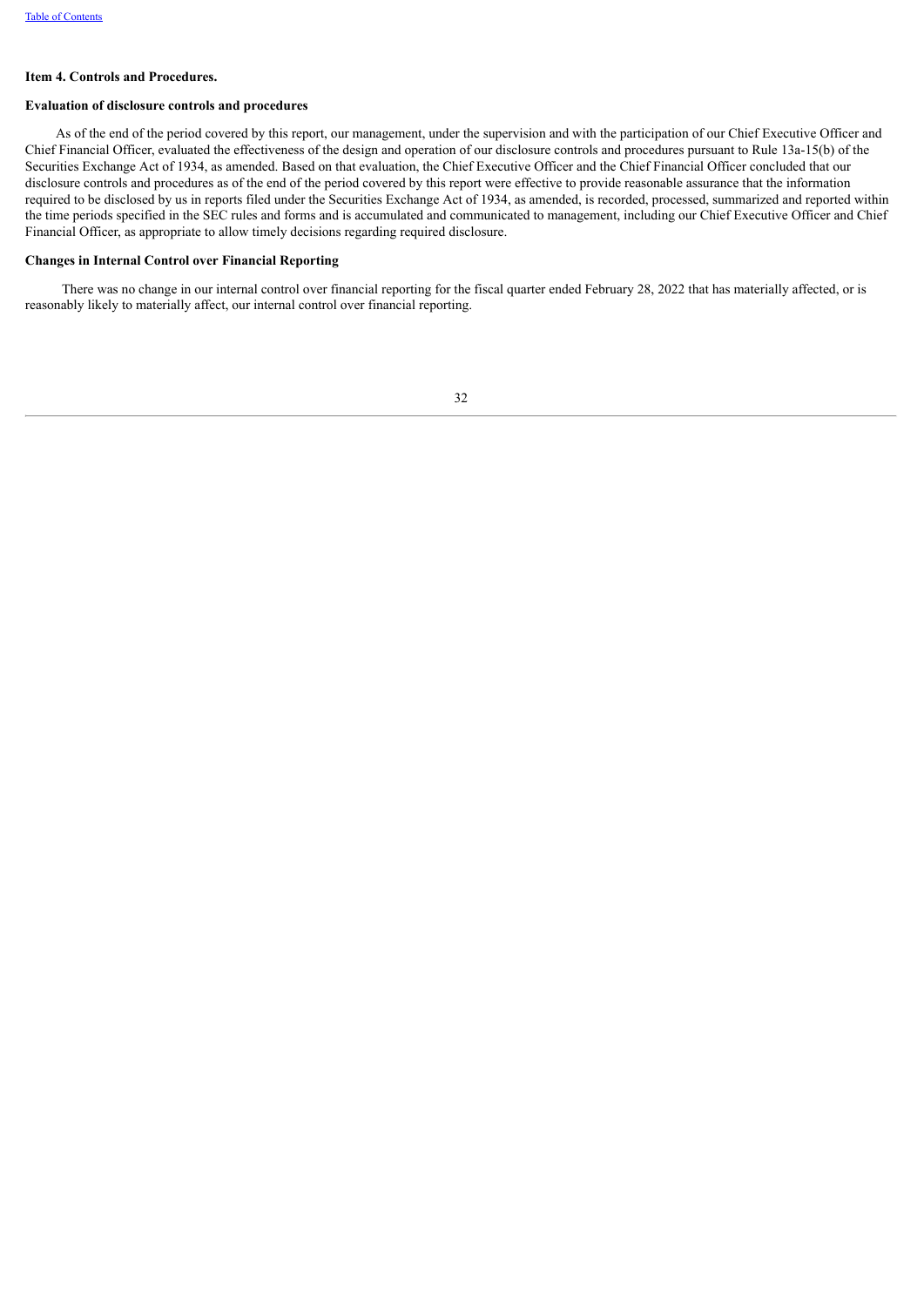## Item 4. Controls and Procedures.

### Evaluation of disclosure controls and procedures

As of the end of the period covered by this report, our management, under the supervision and with the participation of our Chief Executive Officer and Chief Financial Officer, evaluated the effectiveness of the design and operation of our disclosure controls and procedures pursuant to Rule 13a-15(b) of the Securities Exchange Act of 1934, as amended. Based on that evaluation, the Chief Executive Officer and the Chief Financial Officer concluded that our disclosure controls and procedures as of the end of the period covered by this report were effective to provide reasonable assurance that the information required to be disclosed by us in reports filed under the Securities Exchange Act of 1934, as amended, is recorded, processed, summarized and reported within the time periods specified in the SEC rules and forms and is accumulated and communicated to management, including our Chief Executive Officer and Chief Financial Officer, as appropriate to allow timely decisions regarding required disclosure.

### Changes in Internal Control over Financial Reporting

There was no change in our internal control over financial reporting for the fiscal quarter ended February 28, 2022 that has materially affected, or is reasonably likely to materially affect, our internal control over financial reporting.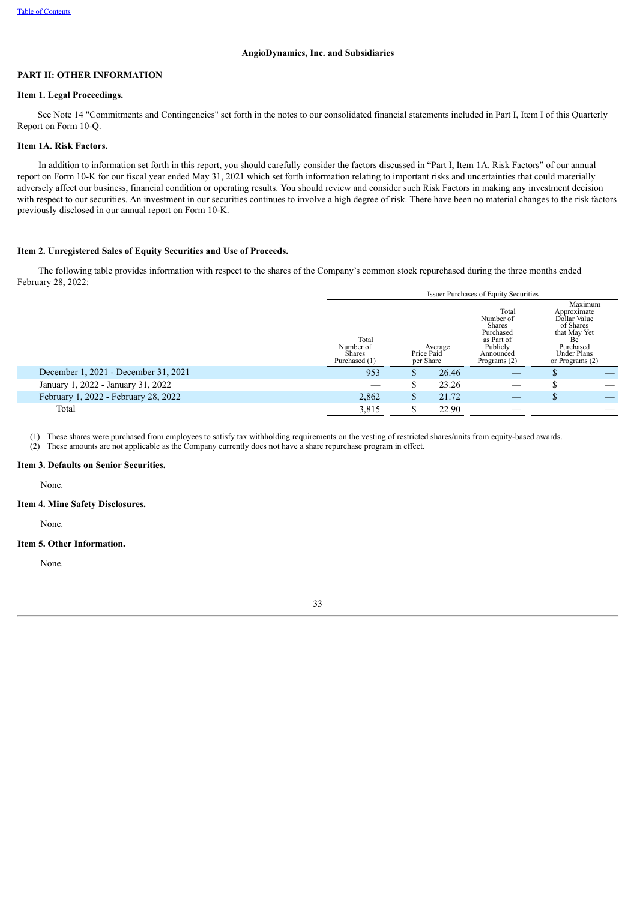[Table of Contents](#)

**AngioDynamics, Inc. and Subsidiaries**

## PART II: OTHER INFORMATION

### Item 1. Legal Proceedings.

See Note 14 "Commitments and Contingencies" set forth in the notes to our consolidated financial statements included in Part I, Item I of this Quarterly Report on Form 10-Q.

### Item 1A. Risk Factors.

In addition to information set forth in this report, you should carefully consider the factors discussed in "Part I, Item 1A. Risk Factors" of our annual report on Form 10-K for our fiscal year ended May 31, 2021 which set forth information relating to important risks and uncertainties that could materially adversely affect our business, financial condition or operating results. You should review and consider such Risk Factors in making any investment decision with respect to our securities. An investment in our securities continues to involve a high degree of risk. There have been no material changes to the risk factors previously disclosed in our annual report on Form 10-K.

### Item 2. Unregistered Sales of Equity Securities and Use of Proceeds.

The following table provides information with respect to the shares of the Company's common stock repurchased during the three months ended February 28, 2022:

| | Issuer Purchases of Equity Securities | | | |
|---|---|---|---|---|
| | Total Number of Shares Purchased (1) | Average Price Paid per Share | Total Number of Shares Purchased as Part of Publicly Announced Programs (2) | Maximum Approximate Dollar Value of Shares that May Yet Be Purchased Under Plans or Programs (2) |
| December 1, 2021 - December 31, 2021 | 953 | $ 26.46 | — | $ — |
| January 1, 2022 - January 31, 2022 | — | $ 23.26 | — | $ — |
| February 1, 2022 - February 28, 2022 | 2,862 | $ 21.72 | — | $ — |
| Total | 3,815 | $ 22.90 | — | — |

(1) These shares were purchased from employees to satisfy tax withholding requirements on the vesting of restricted shares/units from equity-based awards.
(2) These amounts are not applicable as the Company currently does not have a share repurchase program in effect.

### Item 3. Defaults on Senior Securities.

None.

### Item 4. Mine Safety Disclosures.

None.

### Item 5. Other Information.

None.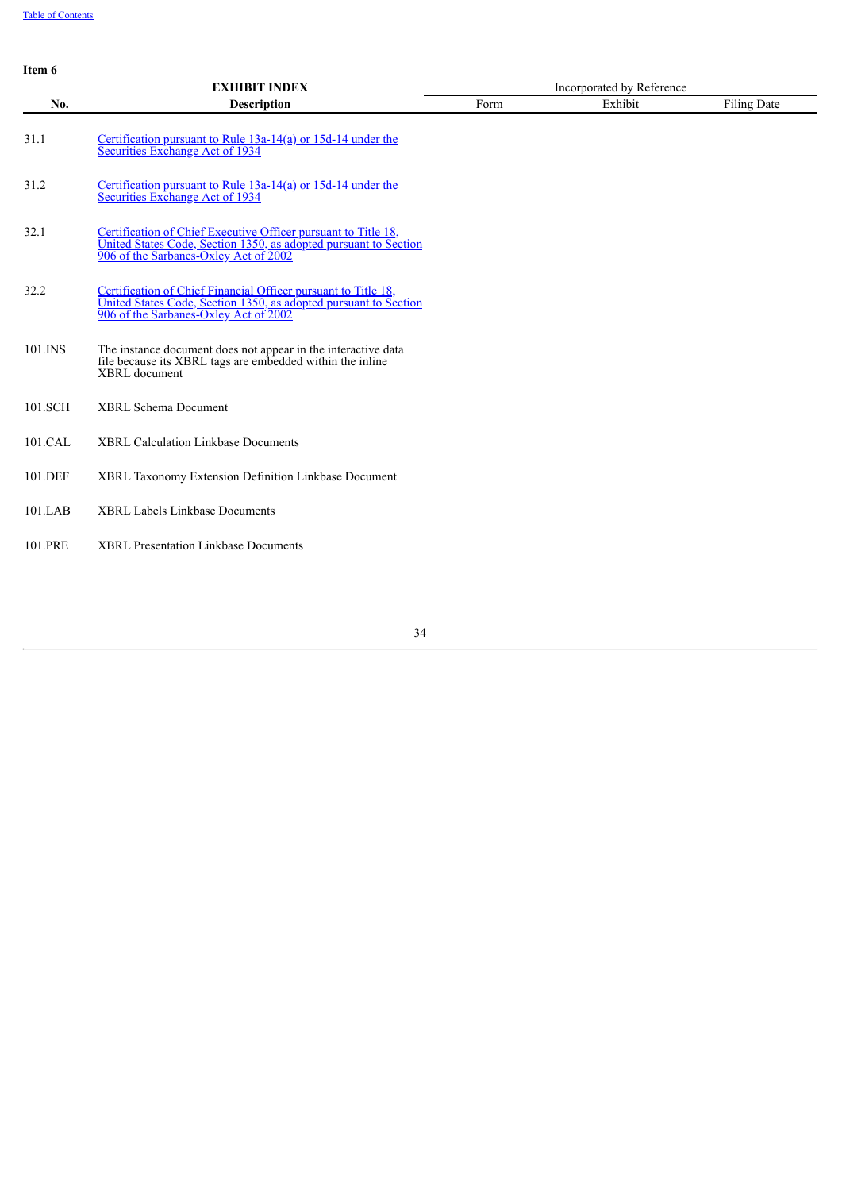**Item 6**

| | **EXHIBIT INDEX** | Incorporated by Reference | | |
|---|---|---|---|---|
| **No.** | **Description** | Form | Exhibit | Filing Date |
| 31.1 | Certification pursuant to Rule 13a-14(a) or 15d-14 under the Securities Exchange Act of 1934 | | | |
| 31.2 | Certification pursuant to Rule 13a-14(a) or 15d-14 under the Securities Exchange Act of 1934 | | | |
| 32.1 | Certification of Chief Executive Officer pursuant to Title 18, United States Code, Section 1350, as adopted pursuant to Section 906 of the Sarbanes-Oxley Act of 2002 | | | |
| 32.2 | Certification of Chief Financial Officer pursuant to Title 18, United States Code, Section 1350, as adopted pursuant to Section 906 of the Sarbanes-Oxley Act of 2002 | | | |
| 101.INS | The instance document does not appear in the interactive data file because its XBRL tags are embedded within the inline XBRL document | | | |
| 101.SCH | XBRL Schema Document | | | |
| 101.CAL | XBRL Calculation Linkbase Documents | | | |
| 101.DEF | XBRL Taxonomy Extension Definition Linkbase Document | | | |
| 101.LAB | XBRL Labels Linkbase Documents | | | |
| 101.PRE | XBRL Presentation Linkbase Documents | | | |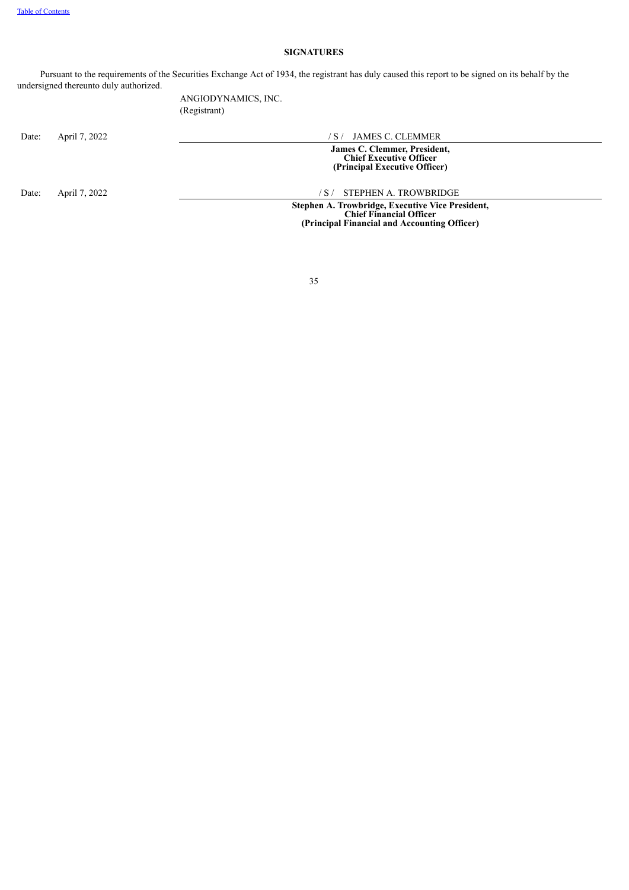# SIGNATURES

Pursuant to the requirements of the Securities Exchange Act of 1934, the registrant has duly caused this report to be signed on its behalf by the undersigned thereunto duly authorized.

ANGIODYNAMICS, INC.
(Registrant)

| | | |
|---|---|---|
| Date: | April 7, 2022 | / S / JAMES C. CLEMMER |
| | | **James C. Clemmer, President, Chief Executive Officer (Principal Executive Officer)** |
| Date: | April 7, 2022 | / S / STEPHEN A. TROWBRIDGE |
| | | **Stephen A. Trowbridge, Executive Vice President, Chief Financial Officer (Principal Financial and Accounting Officer)** |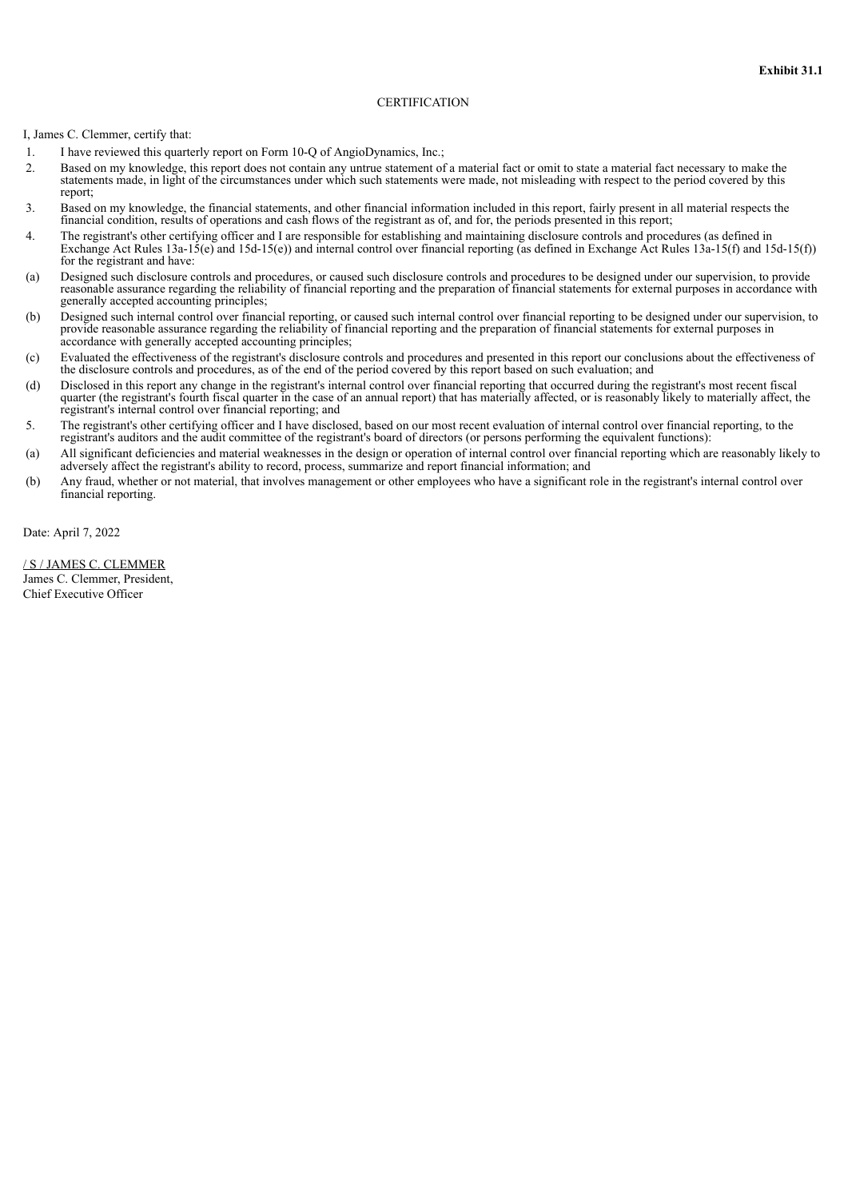**Exhibit 31.1**

CERTIFICATION

I, James C. Clemmer, certify that:

1. I have reviewed this quarterly report on Form 10-Q of AngioDynamics, Inc.;
2. Based on my knowledge, this report does not contain any untrue statement of a material fact or omit to state a material fact necessary to make the statements made, in light of the circumstances under which such statements were made, not misleading with respect to the period covered by this report;
3. Based on my knowledge, the financial statements, and other financial information included in this report, fairly present in all material respects the financial condition, results of operations and cash flows of the registrant as of, and for, the periods presented in this report;
4. The registrant's other certifying officer and I are responsible for establishing and maintaining disclosure controls and procedures (as defined in Exchange Act Rules 13a-15(e) and 15d-15(e)) and internal control over financial reporting (as defined in Exchange Act Rules 13a-15(f) and 15d-15(f)) for the registrant and have:

(a) Designed such disclosure controls and procedures, or caused such disclosure controls and procedures to be designed under our supervision, to provide reasonable assurance regarding the reliability of financial reporting and the preparation of financial statements for external purposes in accordance with generally accepted accounting principles;

(b) Designed such internal control over financial reporting, or caused such internal control over financial reporting to be designed under our supervision, to provide reasonable assurance regarding the reliability of financial reporting and the preparation of financial statements for external purposes in accordance with generally accepted accounting principles;

(c) Evaluated the effectiveness of the registrant's disclosure controls and procedures and presented in this report our conclusions about the effectiveness of the disclosure controls and procedures, as of the end of the period covered by this report based on such evaluation; and

(d) Disclosed in this report any change in the registrant's internal control over financial reporting that occurred during the registrant's most recent fiscal quarter (the registrant's fourth fiscal quarter in the case of an annual report) that has materially affected, or is reasonably likely to materially affect, the registrant's internal control over financial reporting; and

5. The registrant's other certifying officer and I have disclosed, based on our most recent evaluation of internal control over financial reporting, to the registrant's auditors and the audit committee of the registrant's board of directors (or persons performing the equivalent functions):

(a) All significant deficiencies and material weaknesses in the design or operation of internal control over financial reporting which are reasonably likely to adversely affect the registrant's ability to record, process, summarize and report financial information; and

(b) Any fraud, whether or not material, that involves management or other employees who have a significant role in the registrant's internal control over financial reporting.

Date: April 7, 2022

/ S / JAMES C. CLEMMER
James C. Clemmer, President,
Chief Executive Officer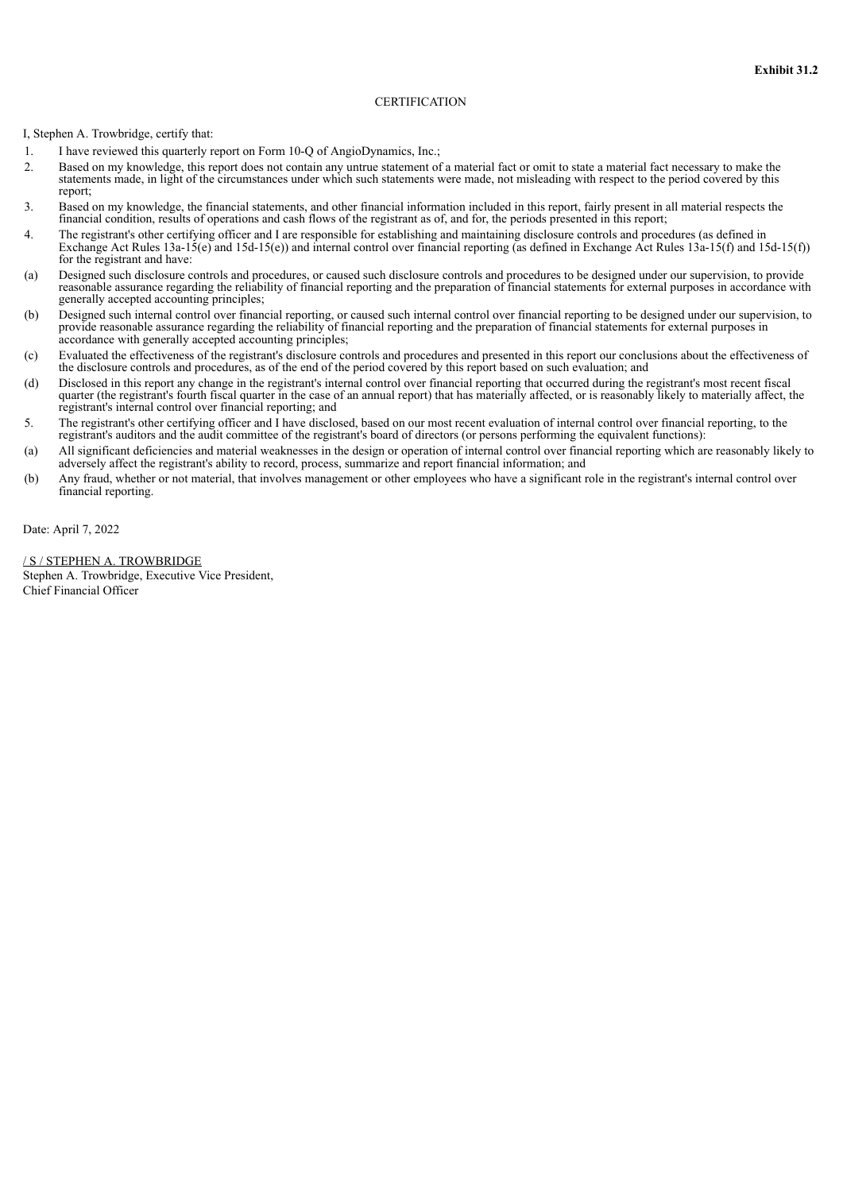**Exhibit 31.2**

CERTIFICATION

I, Stephen A. Trowbridge, certify that:

1. I have reviewed this quarterly report on Form 10-Q of AngioDynamics, Inc.;
2. Based on my knowledge, this report does not contain any untrue statement of a material fact or omit to state a material fact necessary to make the statements made, in light of the circumstances under which such statements were made, not misleading with respect to the period covered by this report;
3. Based on my knowledge, the financial statements, and other financial information included in this report, fairly present in all material respects the financial condition, results of operations and cash flows of the registrant as of, and for, the periods presented in this report;
4. The registrant's other certifying officer and I are responsible for establishing and maintaining disclosure controls and procedures (as defined in Exchange Act Rules 13a-15(e) and 15d-15(e)) and internal control over financial reporting (as defined in Exchange Act Rules 13a-15(f) and 15d-15(f)) for the registrant and have:

(a) Designed such disclosure controls and procedures, or caused such disclosure controls and procedures to be designed under our supervision, to provide reasonable assurance regarding the reliability of financial reporting and the preparation of financial statements for external purposes in accordance with generally accepted accounting principles;

(b) Designed such internal control over financial reporting, or caused such internal control over financial reporting to be designed under our supervision, to provide reasonable assurance regarding the reliability of financial reporting and the preparation of financial statements for external purposes in accordance with generally accepted accounting principles;

(c) Evaluated the effectiveness of the registrant's disclosure controls and procedures and presented in this report our conclusions about the effectiveness of the disclosure controls and procedures, as of the end of the period covered by this report based on such evaluation; and

(d) Disclosed in this report any change in the registrant's internal control over financial reporting that occurred during the registrant's most recent fiscal quarter (the registrant's fourth fiscal quarter in the case of an annual report) that has materially affected, or is reasonably likely to materially affect, the registrant's internal control over financial reporting; and

5. The registrant's other certifying officer and I have disclosed, based on our most recent evaluation of internal control over financial reporting, to the registrant's auditors and the audit committee of the registrant's board of directors (or persons performing the equivalent functions):

(a) All significant deficiencies and material weaknesses in the design or operation of internal control over financial reporting which are reasonably likely to adversely affect the registrant's ability to record, process, summarize and report financial information; and

(b) Any fraud, whether or not material, that involves management or other employees who have a significant role in the registrant's internal control over financial reporting.

Date: April 7, 2022

/ S / STEPHEN A. TROWBRIDGE
Stephen A. Trowbridge, Executive Vice President,
Chief Financial Officer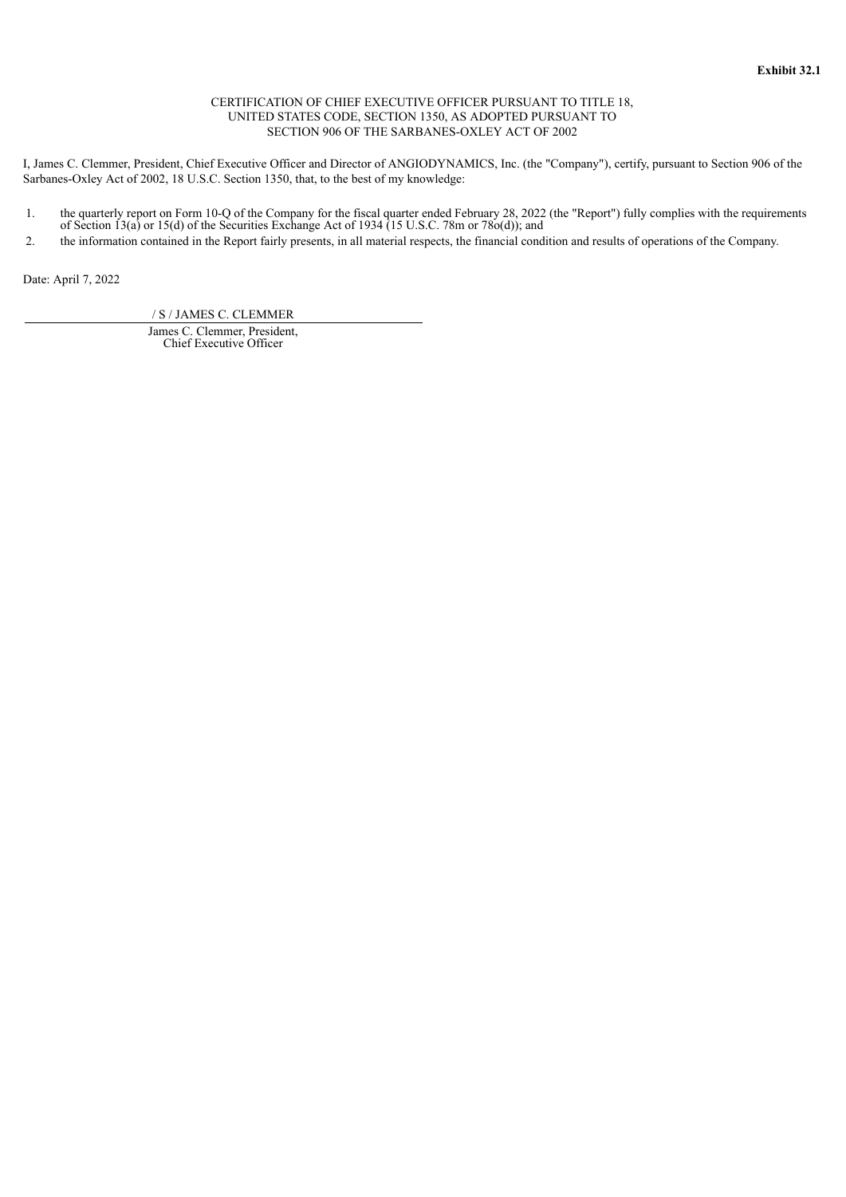**Exhibit 32.1**

CERTIFICATION OF CHIEF EXECUTIVE OFFICER PURSUANT TO TITLE 18, UNITED STATES CODE, SECTION 1350, AS ADOPTED PURSUANT TO SECTION 906 OF THE SARBANES-OXLEY ACT OF 2002

I, James C. Clemmer, President, Chief Executive Officer and Director of ANGIODYNAMICS, Inc. (the "Company"), certify, pursuant to Section 906 of the Sarbanes-Oxley Act of 2002, 18 U.S.C. Section 1350, that, to the best of my knowledge:

1. the quarterly report on Form 10-Q of the Company for the fiscal quarter ended February 28, 2022 (the "Report") fully complies with the requirements of Section 13(a) or 15(d) of the Securities Exchange Act of 1934 (15 U.S.C. 78m or 78o(d)); and
2. the information contained in the Report fairly presents, in all material respects, the financial condition and results of operations of the Company.

Date: April 7, 2022

/ S / JAMES C. CLEMMER

James C. Clemmer, President,
Chief Executive Officer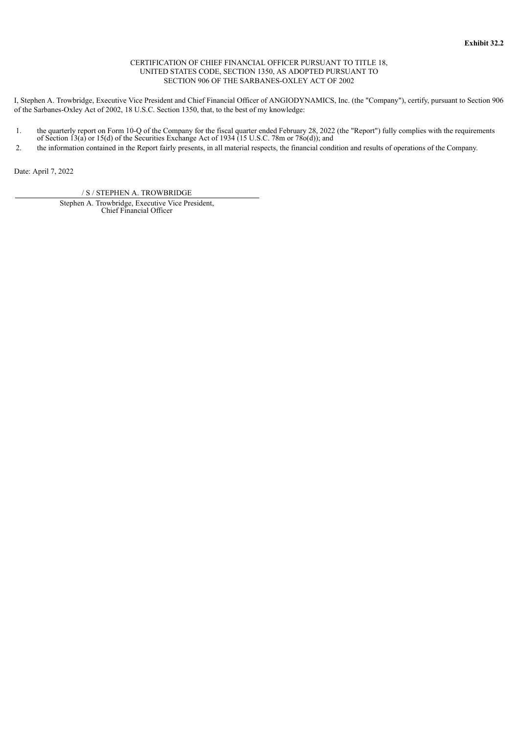**Exhibit 32.2**

CERTIFICATION OF CHIEF FINANCIAL OFFICER PURSUANT TO TITLE 18,
UNITED STATES CODE, SECTION 1350, AS ADOPTED PURSUANT TO
SECTION 906 OF THE SARBANES-OXLEY ACT OF 2002

I, Stephen A. Trowbridge, Executive Vice President and Chief Financial Officer of ANGIODYNAMICS, Inc. (the "Company"), certify, pursuant to Section 906 of the Sarbanes-Oxley Act of 2002, 18 U.S.C. Section 1350, that, to the best of my knowledge:

1. the quarterly report on Form 10-Q of the Company for the fiscal quarter ended February 28, 2022 (the "Report") fully complies with the requirements of Section 13(a) or 15(d) of the Securities Exchange Act of 1934 (15 U.S.C. 78m or 78o(d)); and
2. the information contained in the Report fairly presents, in all material respects, the financial condition and results of operations of the Company.

Date: April 7, 2022

/ S / STEPHEN A. TROWBRIDGE

Stephen A. Trowbridge, Executive Vice President,
Chief Financial Officer